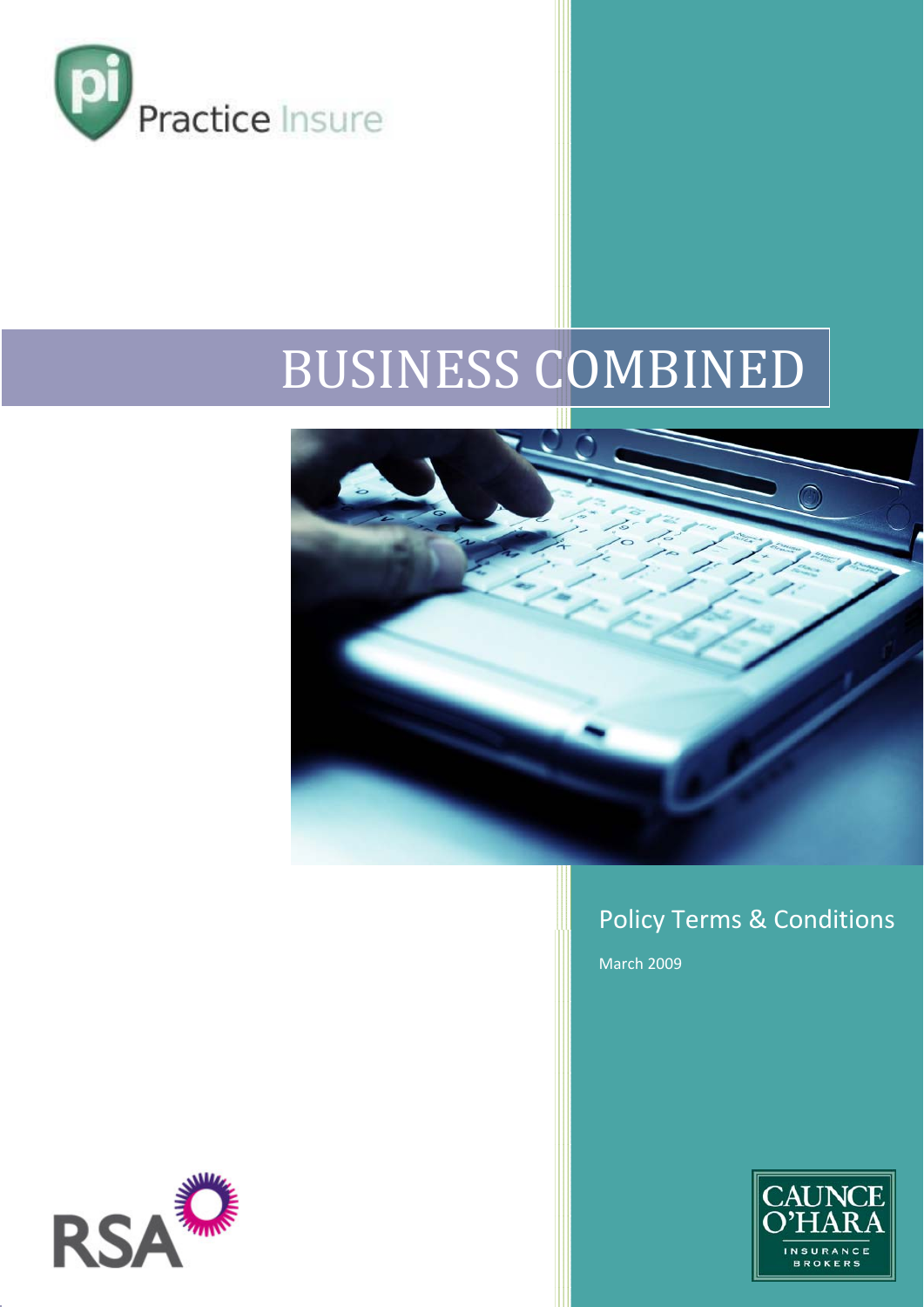Practice Insure

# BUSINESS COMBINED

Policy Terms & Conditions

March 2009

RSA

CAUNCE O'HARA INSURANCE BROKERS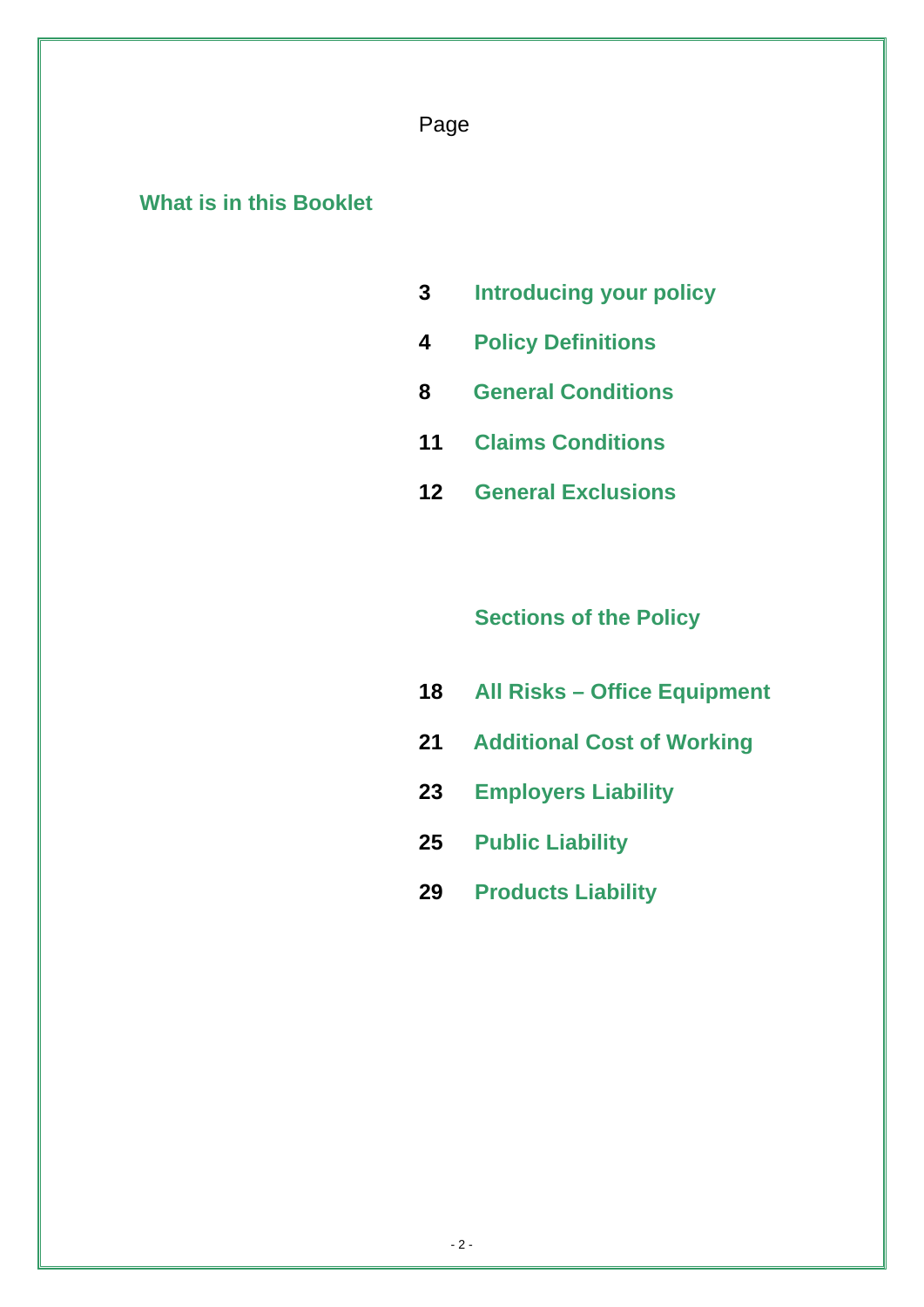## What is in this Booklet

| Page | |
|---|---|
| 3 | **Introducing your policy** |
| 4 | **Policy Definitions** |
| 8 | **General Conditions** |
| 11 | **Claims Conditions** |
| 12 | **General Exclusions** |

### Sections of the Policy

| Page | |
|---|---|
| 18 | **All Risks – Office Equipment** |
| 21 | **Additional Cost of Working** |
| 23 | **Employers Liability** |
| 25 | **Public Liability** |
| 29 | **Products Liability** |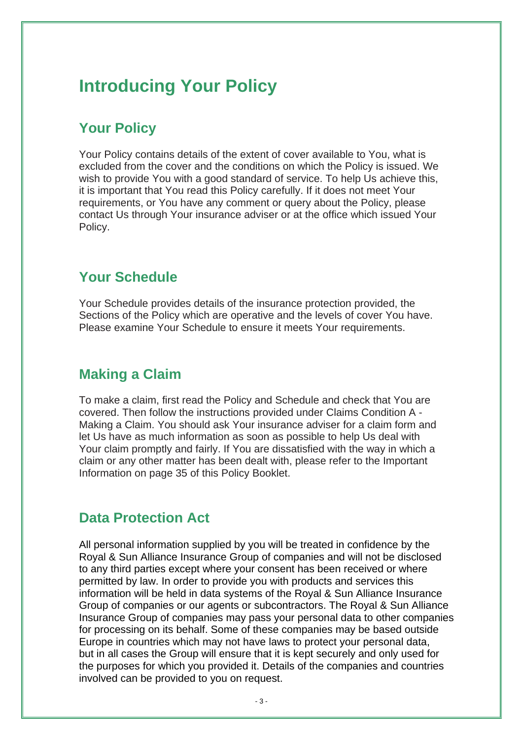# Introducing Your Policy

## Your Policy

Your Policy contains details of the extent of cover available to You, what is excluded from the cover and the conditions on which the Policy is issued. We wish to provide You with a good standard of service. To help Us achieve this, it is important that You read this Policy carefully. If it does not meet Your requirements, or You have any comment or query about the Policy, please contact Us through Your insurance adviser or at the office which issued Your Policy.

## Your Schedule

Your Schedule provides details of the insurance protection provided, the Sections of the Policy which are operative and the levels of cover You have. Please examine Your Schedule to ensure it meets Your requirements.

## Making a Claim

To make a claim, first read the Policy and Schedule and check that You are covered. Then follow the instructions provided under Claims Condition A - Making a Claim. You should ask Your insurance adviser for a claim form and let Us have as much information as soon as possible to help Us deal with Your claim promptly and fairly. If You are dissatisfied with the way in which a claim or any other matter has been dealt with, please refer to the Important Information on page 35 of this Policy Booklet.

## Data Protection Act

All personal information supplied by you will be treated in confidence by the Royal & Sun Alliance Insurance Group of companies and will not be disclosed to any third parties except where your consent has been received or where permitted by law. In order to provide you with products and services this information will be held in data systems of the Royal & Sun Alliance Insurance Group of companies or our agents or subcontractors. The Royal & Sun Alliance Insurance Group of companies may pass your personal data to other companies for processing on its behalf. Some of these companies may be based outside Europe in countries which may not have laws to protect your personal data, but in all cases the Group will ensure that it is kept securely and only used for the purposes for which you provided it. Details of the companies and countries involved can be provided to you on request.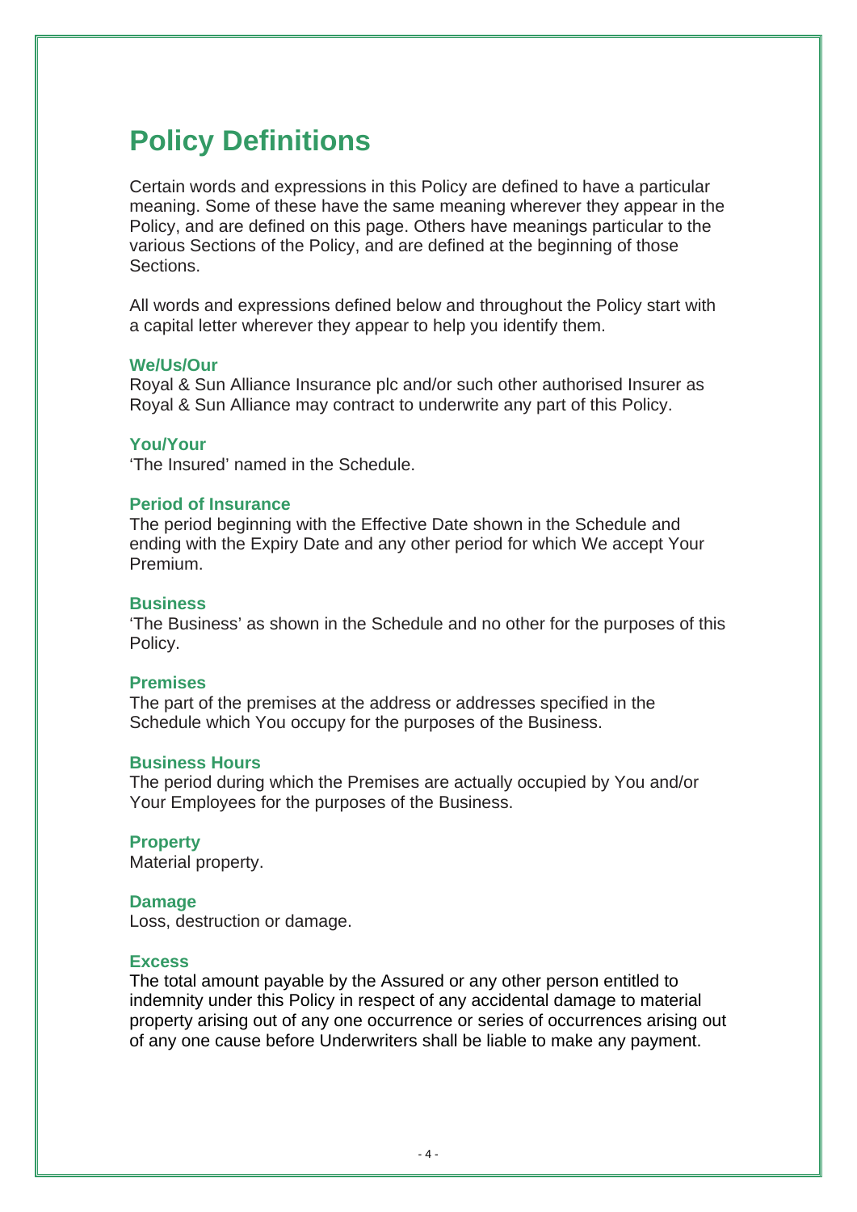# Policy Definitions

Certain words and expressions in this Policy are defined to have a particular meaning. Some of these have the same meaning wherever they appear in the Policy, and are defined on this page. Others have meanings particular to the various Sections of the Policy, and are defined at the beginning of those Sections.

All words and expressions defined below and throughout the Policy start with a capital letter wherever they appear to help you identify them.

**We/Us/Our**
Royal & Sun Alliance Insurance plc and/or such other authorised Insurer as Royal & Sun Alliance may contract to underwrite any part of this Policy.

**You/Your**
'The Insured' named in the Schedule.

**Period of Insurance**
The period beginning with the Effective Date shown in the Schedule and ending with the Expiry Date and any other period for which We accept Your Premium.

**Business**
'The Business' as shown in the Schedule and no other for the purposes of this Policy.

**Premises**
The part of the premises at the address or addresses specified in the Schedule which You occupy for the purposes of the Business.

**Business Hours**
The period during which the Premises are actually occupied by You and/or Your Employees for the purposes of the Business.

**Property**
Material property.

**Damage**
Loss, destruction or damage.

**Excess**
The total amount payable by the Assured or any other person entitled to indemnity under this Policy in respect of any accidental damage to material property arising out of any one occurrence or series of occurrences arising out of any one cause before Underwriters shall be liable to make any payment.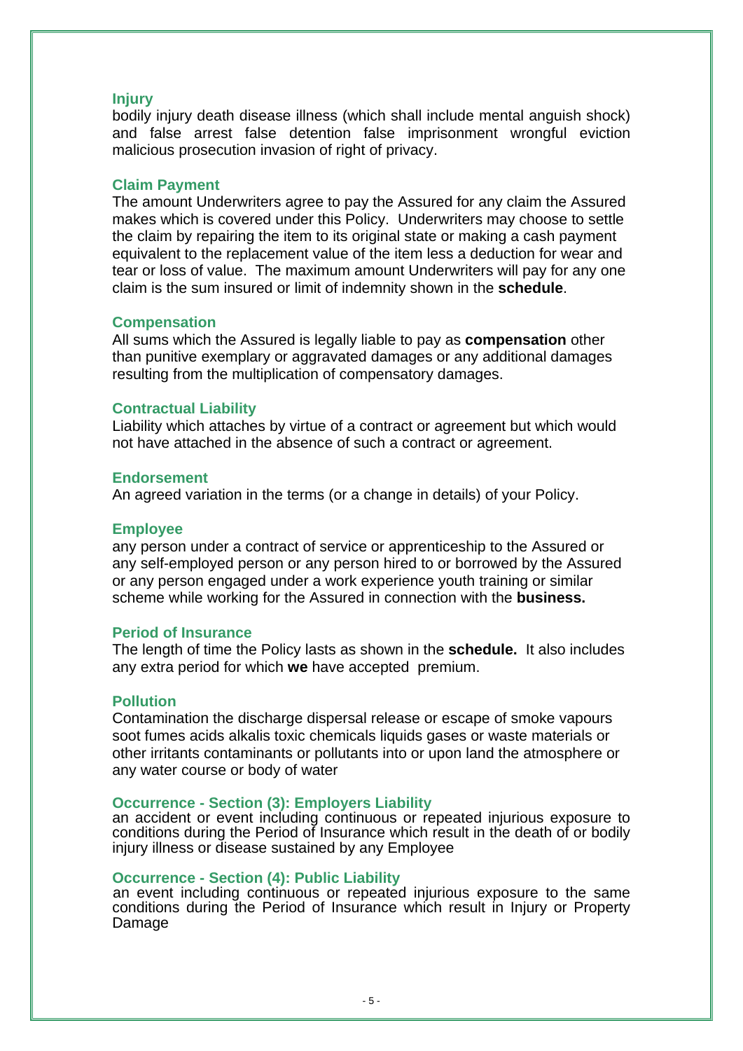### Injury

bodily injury death disease illness (which shall include mental anguish shock) and false arrest false detention false imprisonment wrongful eviction malicious prosecution invasion of right of privacy.

### Claim Payment

The amount Underwriters agree to pay the Assured for any claim the Assured makes which is covered under this Policy. Underwriters may choose to settle the claim by repairing the item to its original state or making a cash payment equivalent to the replacement value of the item less a deduction for wear and tear or loss of value. The maximum amount Underwriters will pay for any one claim is the sum insured or limit of indemnity shown in the **schedule**.

### Compensation

All sums which the Assured is legally liable to pay as **compensation** other than punitive exemplary or aggravated damages or any additional damages resulting from the multiplication of compensatory damages.

### Contractual Liability

Liability which attaches by virtue of a contract or agreement but which would not have attached in the absence of such a contract or agreement.

### Endorsement

An agreed variation in the terms (or a change in details) of your Policy.

### Employee

any person under a contract of service or apprenticeship to the Assured or any self-employed person or any person hired to or borrowed by the Assured or any person engaged under a work experience youth training or similar scheme while working for the Assured in connection with the **business.**

### Period of Insurance

The length of time the Policy lasts as shown in the **schedule.** It also includes any extra period for which **we** have accepted premium.

### Pollution

Contamination the discharge dispersal release or escape of smoke vapours soot fumes acids alkalis toxic chemicals liquids gases or waste materials or other irritants contaminants or pollutants into or upon land the atmosphere or any water course or body of water

### Occurrence - Section (3): Employers Liability

an accident or event including continuous or repeated injurious exposure to conditions during the Period of Insurance which result in the death of or bodily injury illness or disease sustained by any Employee

### Occurrence - Section (4): Public Liability

an event including continuous or repeated injurious exposure to the same conditions during the Period of Insurance which result in Injury or Property Damage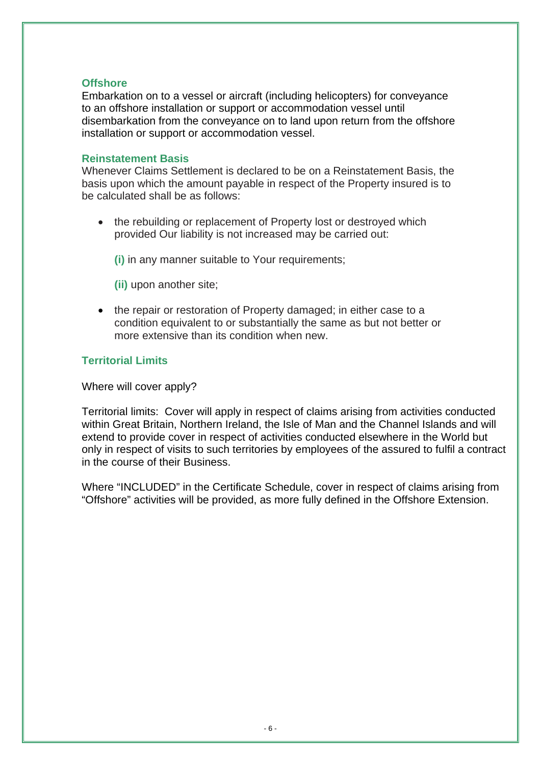### Offshore

Embarkation on to a vessel or aircraft (including helicopters) for conveyance to an offshore installation or support or accommodation vessel until disembarkation from the conveyance on to land upon return from the offshore installation or support or accommodation vessel.

### Reinstatement Basis

Whenever Claims Settlement is declared to be on a Reinstatement Basis, the basis upon which the amount payable in respect of the Property insured is to be calculated shall be as follows:

- the rebuilding or replacement of Property lost or destroyed which provided Our liability is not increased may be carried out:

  **(i)** in any manner suitable to Your requirements;

  **(ii)** upon another site;

- the repair or restoration of Property damaged; in either case to a condition equivalent to or substantially the same as but not better or more extensive than its condition when new.

### Territorial Limits

Where will cover apply?

Territorial limits: Cover will apply in respect of claims arising from activities conducted within Great Britain, Northern Ireland, the Isle of Man and the Channel Islands and will extend to provide cover in respect of activities conducted elsewhere in the World but only in respect of visits to such territories by employees of the assured to fulfil a contract in the course of their Business.

Where "INCLUDED" in the Certificate Schedule, cover in respect of claims arising from "Offshore" activities will be provided, as more fully defined in the Offshore Extension.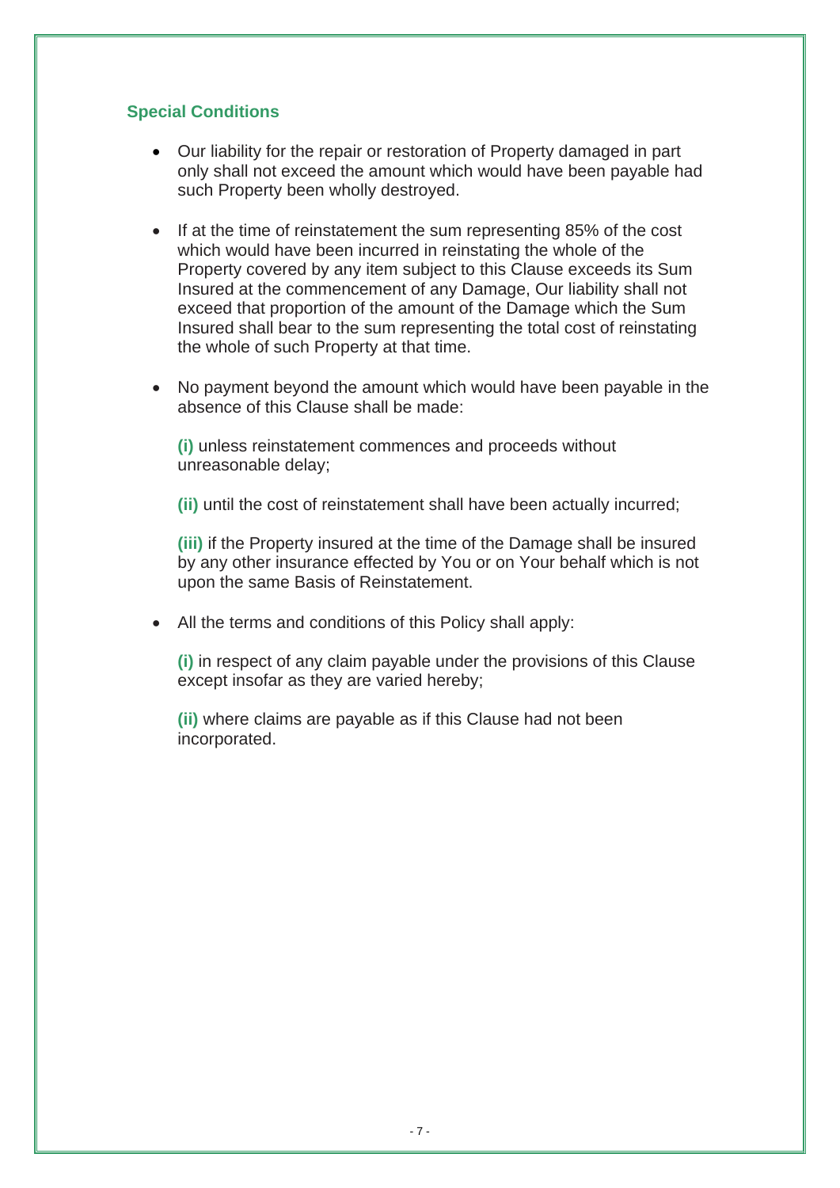### Special Conditions

- Our liability for the repair or restoration of Property damaged in part only shall not exceed the amount which would have been payable had such Property been wholly destroyed.

- If at the time of reinstatement the sum representing 85% of the cost which would have been incurred in reinstating the whole of the Property covered by any item subject to this Clause exceeds its Sum Insured at the commencement of any Damage, Our liability shall not exceed that proportion of the amount of the Damage which the Sum Insured shall bear to the sum representing the total cost of reinstating the whole of such Property at that time.

- No payment beyond the amount which would have been payable in the absence of this Clause shall be made:

  **(i)** unless reinstatement commences and proceeds without unreasonable delay;

  **(ii)** until the cost of reinstatement shall have been actually incurred;

  **(iii)** if the Property insured at the time of the Damage shall be insured by any other insurance effected by You or on Your behalf which is not upon the same Basis of Reinstatement.

- All the terms and conditions of this Policy shall apply:

  **(i)** in respect of any claim payable under the provisions of this Clause except insofar as they are varied hereby;

  **(ii)** where claims are payable as if this Clause had not been incorporated.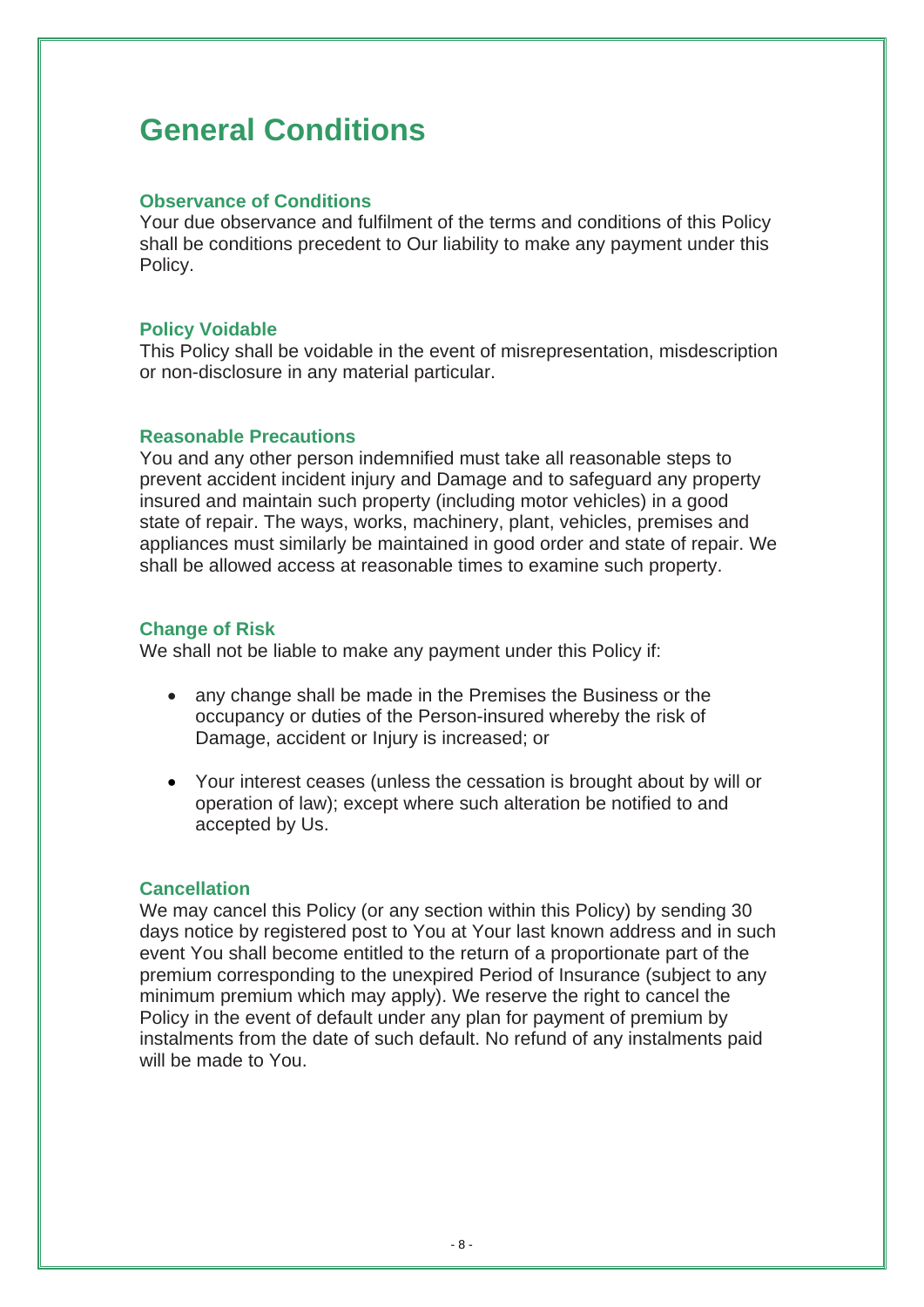# General Conditions

### Observance of Conditions

Your due observance and fulfilment of the terms and conditions of this Policy shall be conditions precedent to Our liability to make any payment under this Policy.

### Policy Voidable

This Policy shall be voidable in the event of misrepresentation, misdescription or non-disclosure in any material particular.

### Reasonable Precautions

You and any other person indemnified must take all reasonable steps to prevent accident incident injury and Damage and to safeguard any property insured and maintain such property (including motor vehicles) in a good state of repair. The ways, works, machinery, plant, vehicles, premises and appliances must similarly be maintained in good order and state of repair. We shall be allowed access at reasonable times to examine such property.

### Change of Risk

We shall not be liable to make any payment under this Policy if:

- any change shall be made in the Premises the Business or the occupancy or duties of the Person-insured whereby the risk of Damage, accident or Injury is increased; or
- Your interest ceases (unless the cessation is brought about by will or operation of law); except where such alteration be notified to and accepted by Us.

### Cancellation

We may cancel this Policy (or any section within this Policy) by sending 30 days notice by registered post to You at Your last known address and in such event You shall become entitled to the return of a proportionate part of the premium corresponding to the unexpired Period of Insurance (subject to any minimum premium which may apply). We reserve the right to cancel the Policy in the event of default under any plan for payment of premium by instalments from the date of such default. No refund of any instalments paid will be made to You.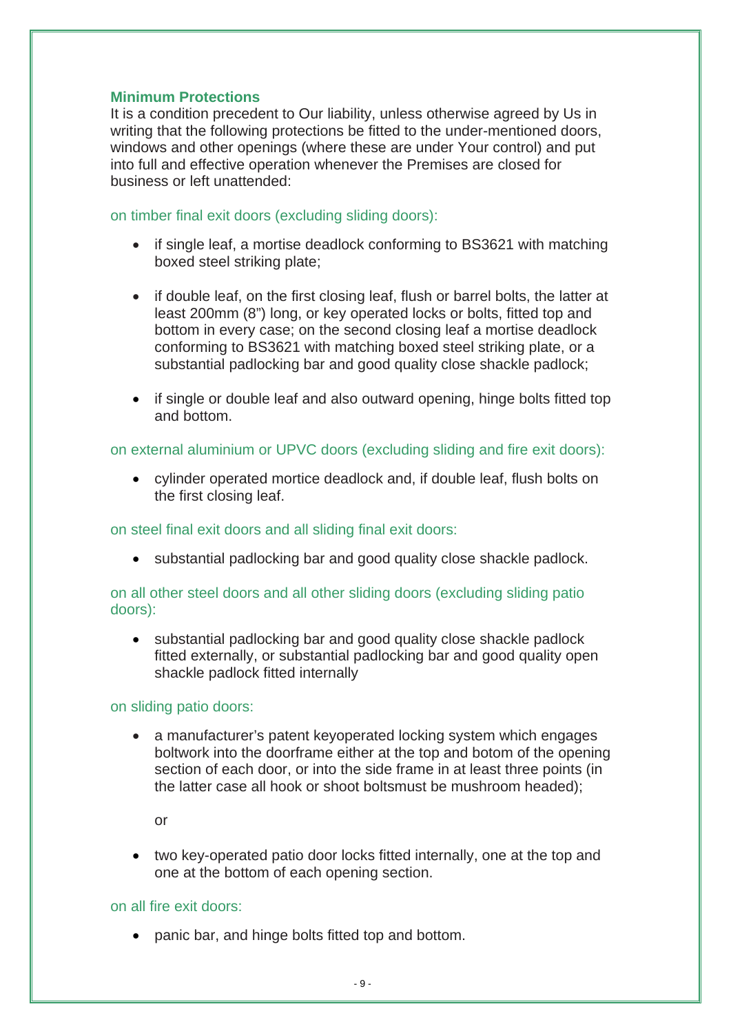## Minimum Protections

It is a condition precedent to Our liability, unless otherwise agreed by Us in writing that the following protections be fitted to the under-mentioned doors, windows and other openings (where these are under Your control) and put into full and effective operation whenever the Premises are closed for business or left unattended:

### on timber final exit doors (excluding sliding doors):

- if single leaf, a mortise deadlock conforming to BS3621 with matching boxed steel striking plate;
- if double leaf, on the first closing leaf, flush or barrel bolts, the latter at least 200mm (8") long, or key operated locks or bolts, fitted top and bottom in every case; on the second closing leaf a mortise deadlock conforming to BS3621 with matching boxed steel striking plate, or a substantial padlocking bar and good quality close shackle padlock;
- if single or double leaf and also outward opening, hinge bolts fitted top and bottom.

### on external aluminium or UPVC doors (excluding sliding and fire exit doors):

- cylinder operated mortice deadlock and, if double leaf, flush bolts on the first closing leaf.

### on steel final exit doors and all sliding final exit doors:

- substantial padlocking bar and good quality close shackle padlock.

### on all other steel doors and all other sliding doors (excluding sliding patio doors):

- substantial padlocking bar and good quality close shackle padlock fitted externally, or substantial padlocking bar and good quality open shackle padlock fitted internally

### on sliding patio doors:

- a manufacturer's patent keyoperated locking system which engages boltwork into the doorframe either at the top and botom of the opening section of each door, or into the side frame in at least three points (in the latter case all hook or shoot boltsmust be mushroom headed);

  or

- two key-operated patio door locks fitted internally, one at the top and one at the bottom of each opening section.

### on all fire exit doors:

- panic bar, and hinge bolts fitted top and bottom.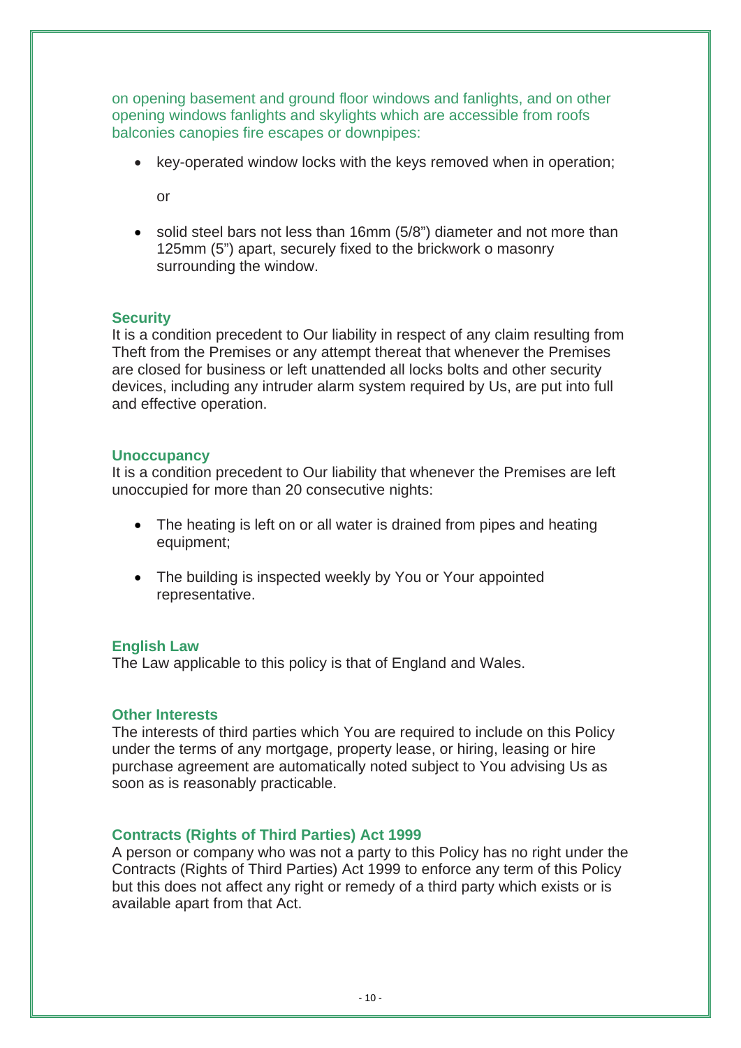on opening basement and ground floor windows and fanlights, and on other opening windows fanlights and skylights which are accessible from roofs balconies canopies fire escapes or downpipes:

- key-operated window locks with the keys removed when in operation;

  or

- solid steel bars not less than 16mm (5/8") diameter and not more than 125mm (5") apart, securely fixed to the brickwork o masonry surrounding the window.

### Security

It is a condition precedent to Our liability in respect of any claim resulting from Theft from the Premises or any attempt thereat that whenever the Premises are closed for business or left unattended all locks bolts and other security devices, including any intruder alarm system required by Us, are put into full and effective operation.

### Unoccupancy

It is a condition precedent to Our liability that whenever the Premises are left unoccupied for more than 20 consecutive nights:

- The heating is left on or all water is drained from pipes and heating equipment;
- The building is inspected weekly by You or Your appointed representative.

### English Law

The Law applicable to this policy is that of England and Wales.

### Other Interests

The interests of third parties which You are required to include on this Policy under the terms of any mortgage, property lease, or hiring, leasing or hire purchase agreement are automatically noted subject to You advising Us as soon as is reasonably practicable.

### Contracts (Rights of Third Parties) Act 1999

A person or company who was not a party to this Policy has no right under the Contracts (Rights of Third Parties) Act 1999 to enforce any term of this Policy but this does not affect any right or remedy of a third party which exists or is available apart from that Act.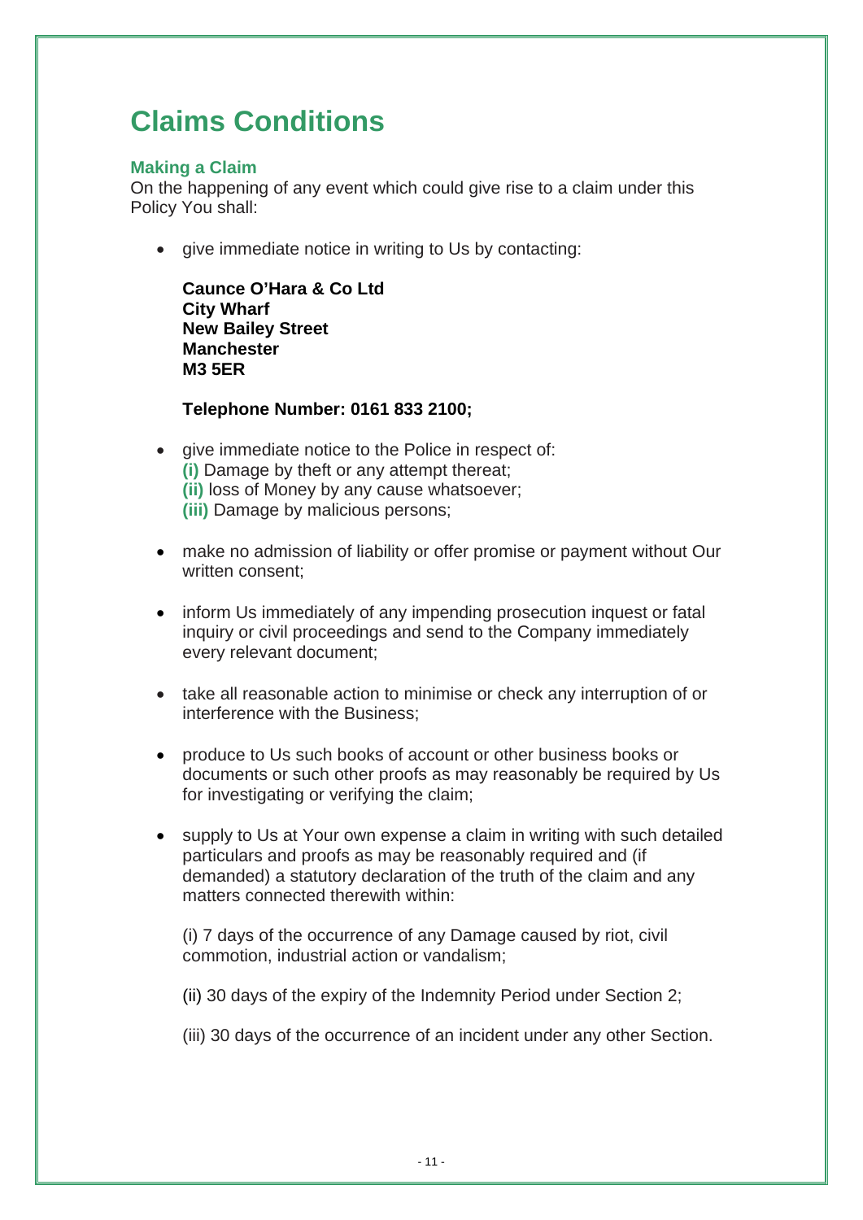# Claims Conditions

### Making a Claim

On the happening of any event which could give rise to a claim under this Policy You shall:

- give immediate notice in writing to Us by contacting:

  **Caunce O'Hara & Co Ltd**
  **City Wharf**
  **New Bailey Street**
  **Manchester**
  **M3 5ER**

  **Telephone Number: 0161 833 2100;**

- give immediate notice to the Police in respect of:
  **(i)** Damage by theft or any attempt thereat;
  **(ii)** loss of Money by any cause whatsoever;
  **(iii)** Damage by malicious persons;

- make no admission of liability or offer promise or payment without Our written consent;

- inform Us immediately of any impending prosecution inquest or fatal inquiry or civil proceedings and send to the Company immediately every relevant document;

- take all reasonable action to minimise or check any interruption of or interference with the Business;

- produce to Us such books of account or other business books or documents or such other proofs as may reasonably be required by Us for investigating or verifying the claim;

- supply to Us at Your own expense a claim in writing with such detailed particulars and proofs as may be reasonably required and (if demanded) a statutory declaration of the truth of the claim and any matters connected therewith within:

  (i) 7 days of the occurrence of any Damage caused by riot, civil commotion, industrial action or vandalism;

  (ii) 30 days of the expiry of the Indemnity Period under Section 2;

  (iii) 30 days of the occurrence of an incident under any other Section.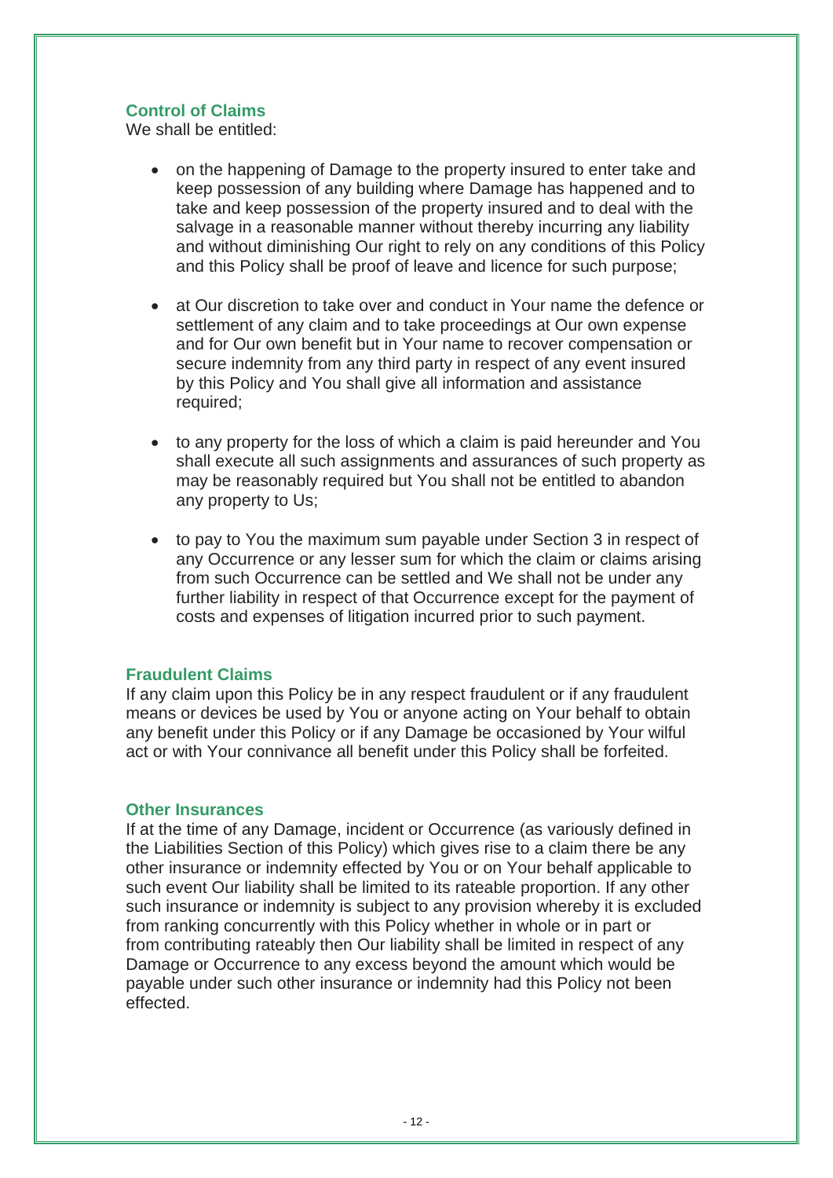## Control of Claims

We shall be entitled:

- on the happening of Damage to the property insured to enter take and keep possession of any building where Damage has happened and to take and keep possession of the property insured and to deal with the salvage in a reasonable manner without thereby incurring any liability and without diminishing Our right to rely on any conditions of this Policy and this Policy shall be proof of leave and licence for such purpose;

- at Our discretion to take over and conduct in Your name the defence or settlement of any claim and to take proceedings at Our own expense and for Our own benefit but in Your name to recover compensation or secure indemnity from any third party in respect of any event insured by this Policy and You shall give all information and assistance required;

- to any property for the loss of which a claim is paid hereunder and You shall execute all such assignments and assurances of such property as may be reasonably required but You shall not be entitled to abandon any property to Us;

- to pay to You the maximum sum payable under Section 3 in respect of any Occurrence or any lesser sum for which the claim or claims arising from such Occurrence can be settled and We shall not be under any further liability in respect of that Occurrence except for the payment of costs and expenses of litigation incurred prior to such payment.

## Fraudulent Claims

If any claim upon this Policy be in any respect fraudulent or if any fraudulent means or devices be used by You or anyone acting on Your behalf to obtain any benefit under this Policy or if any Damage be occasioned by Your wilful act or with Your connivance all benefit under this Policy shall be forfeited.

## Other Insurances

If at the time of any Damage, incident or Occurrence (as variously defined in the Liabilities Section of this Policy) which gives rise to a claim there be any other insurance or indemnity effected by You or on Your behalf applicable to such event Our liability shall be limited to its rateable proportion. If any other such insurance or indemnity is subject to any provision whereby it is excluded from ranking concurrently with this Policy whether in whole or in part or from contributing rateably then Our liability shall be limited in respect of any Damage or Occurrence to any excess beyond the amount which would be payable under such other insurance or indemnity had this Policy not been effected.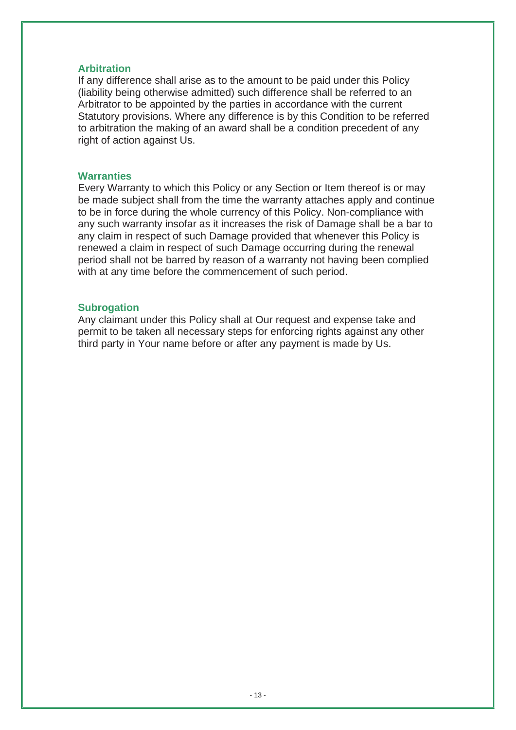### Arbitration

If any difference shall arise as to the amount to be paid under this Policy (liability being otherwise admitted) such difference shall be referred to an Arbitrator to be appointed by the parties in accordance with the current Statutory provisions. Where any difference is by this Condition to be referred to arbitration the making of an award shall be a condition precedent of any right of action against Us.

### Warranties

Every Warranty to which this Policy or any Section or Item thereof is or may be made subject shall from the time the warranty attaches apply and continue to be in force during the whole currency of this Policy. Non-compliance with any such warranty insofar as it increases the risk of Damage shall be a bar to any claim in respect of such Damage provided that whenever this Policy is renewed a claim in respect of such Damage occurring during the renewal period shall not be barred by reason of a warranty not having been complied with at any time before the commencement of such period.

### Subrogation

Any claimant under this Policy shall at Our request and expense take and permit to be taken all necessary steps for enforcing rights against any other third party in Your name before or after any payment is made by Us.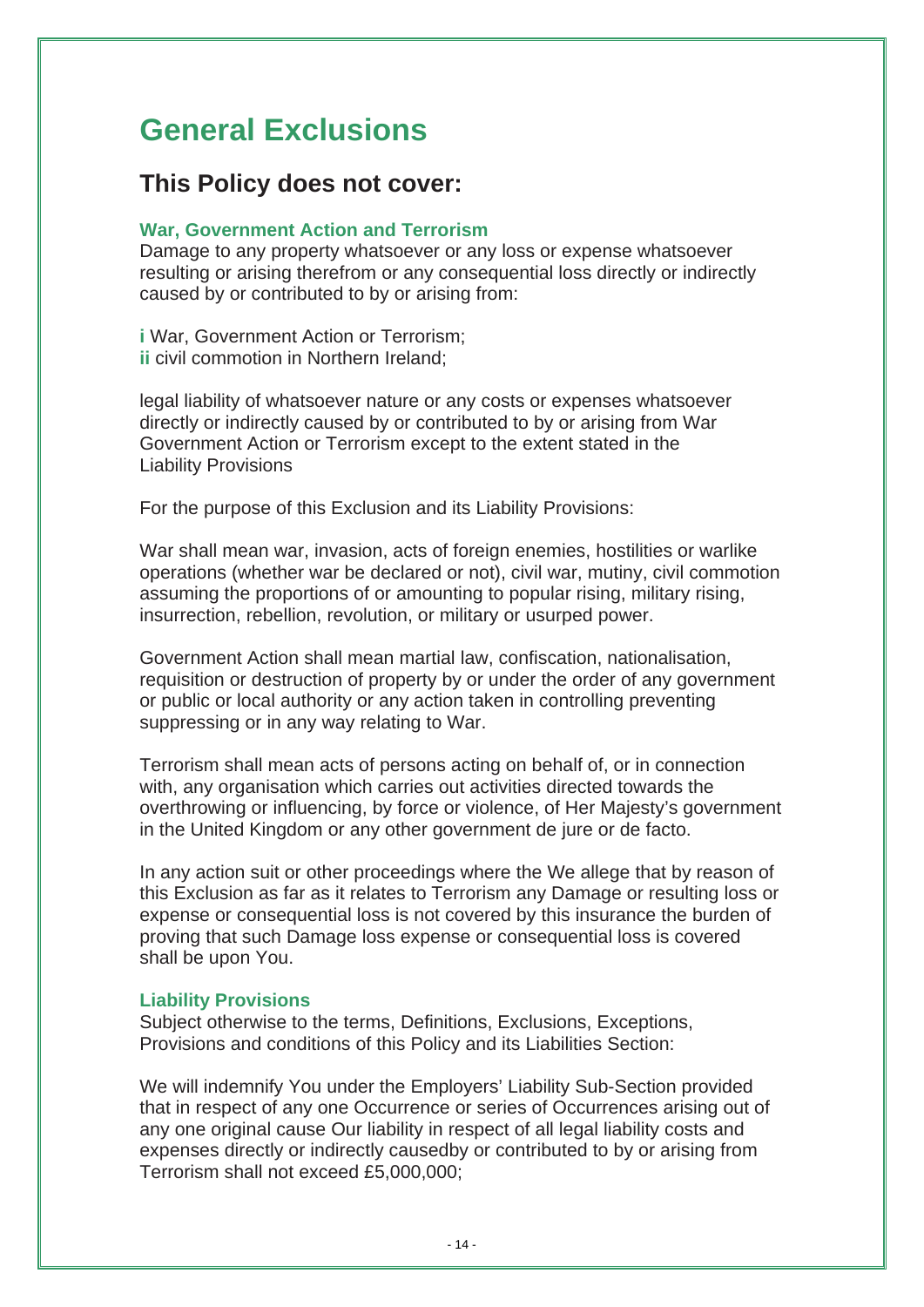# General Exclusions

## This Policy does not cover:

### War, Government Action and Terrorism

Damage to any property whatsoever or any loss or expense whatsoever resulting or arising therefrom or any consequential loss directly or indirectly caused by or contributed to by or arising from:

**i** War, Government Action or Terrorism;
**ii** civil commotion in Northern Ireland;

legal liability of whatsoever nature or any costs or expenses whatsoever directly or indirectly caused by or contributed to by or arising from War Government Action or Terrorism except to the extent stated in the Liability Provisions

For the purpose of this Exclusion and its Liability Provisions:

War shall mean war, invasion, acts of foreign enemies, hostilities or warlike operations (whether war be declared or not), civil war, mutiny, civil commotion assuming the proportions of or amounting to popular rising, military rising, insurrection, rebellion, revolution, or military or usurped power.

Government Action shall mean martial law, confiscation, nationalisation, requisition or destruction of property by or under the order of any government or public or local authority or any action taken in controlling preventing suppressing or in any way relating to War.

Terrorism shall mean acts of persons acting on behalf of, or in connection with, any organisation which carries out activities directed towards the overthrowing or influencing, by force or violence, of Her Majesty's government in the United Kingdom or any other government de jure or de facto.

In any action suit or other proceedings where the We allege that by reason of this Exclusion as far as it relates to Terrorism any Damage or resulting loss or expense or consequential loss is not covered by this insurance the burden of proving that such Damage loss expense or consequential loss is covered shall be upon You.

### Liability Provisions

Subject otherwise to the terms, Definitions, Exclusions, Exceptions, Provisions and conditions of this Policy and its Liabilities Section:

We will indemnify You under the Employers' Liability Sub-Section provided that in respect of any one Occurrence or series of Occurrences arising out of any one original cause Our liability in respect of all legal liability costs and expenses directly or indirectly causedby or contributed to by or arising from Terrorism shall not exceed £5,000,000;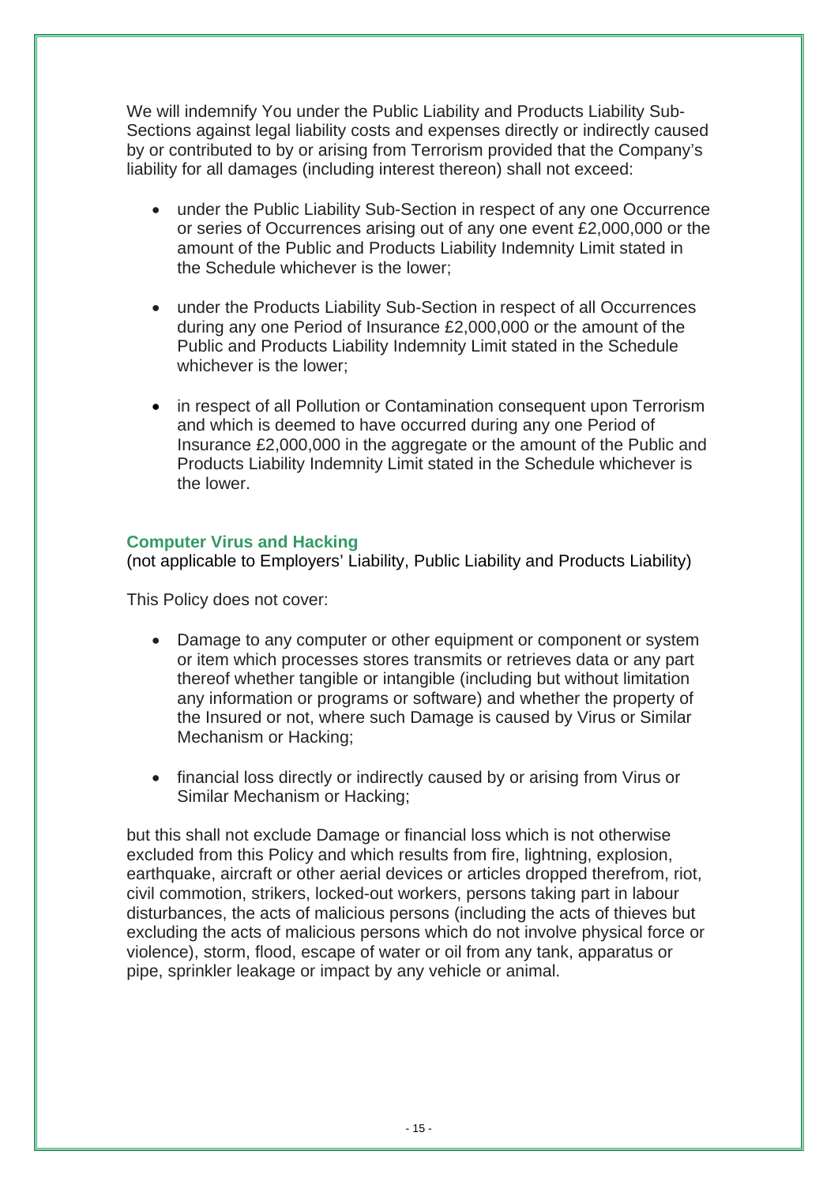We will indemnify You under the Public Liability and Products Liability Sub-Sections against legal liability costs and expenses directly or indirectly caused by or contributed to by or arising from Terrorism provided that the Company's liability for all damages (including interest thereon) shall not exceed:

- under the Public Liability Sub-Section in respect of any one Occurrence or series of Occurrences arising out of any one event £2,000,000 or the amount of the Public and Products Liability Indemnity Limit stated in the Schedule whichever is the lower;

- under the Products Liability Sub-Section in respect of all Occurrences during any one Period of Insurance £2,000,000 or the amount of the Public and Products Liability Indemnity Limit stated in the Schedule whichever is the lower;

- in respect of all Pollution or Contamination consequent upon Terrorism and which is deemed to have occurred during any one Period of Insurance £2,000,000 in the aggregate or the amount of the Public and Products Liability Indemnity Limit stated in the Schedule whichever is the lower.

### Computer Virus and Hacking

(not applicable to Employers' Liability, Public Liability and Products Liability)

This Policy does not cover:

- Damage to any computer or other equipment or component or system or item which processes stores transmits or retrieves data or any part thereof whether tangible or intangible (including but without limitation any information or programs or software) and whether the property of the Insured or not, where such Damage is caused by Virus or Similar Mechanism or Hacking;

- financial loss directly or indirectly caused by or arising from Virus or Similar Mechanism or Hacking;

but this shall not exclude Damage or financial loss which is not otherwise excluded from this Policy and which results from fire, lightning, explosion, earthquake, aircraft or other aerial devices or articles dropped therefrom, riot, civil commotion, strikers, locked-out workers, persons taking part in labour disturbances, the acts of malicious persons (including the acts of thieves but excluding the acts of malicious persons which do not involve physical force or violence), storm, flood, escape of water or oil from any tank, apparatus or pipe, sprinkler leakage or impact by any vehicle or animal.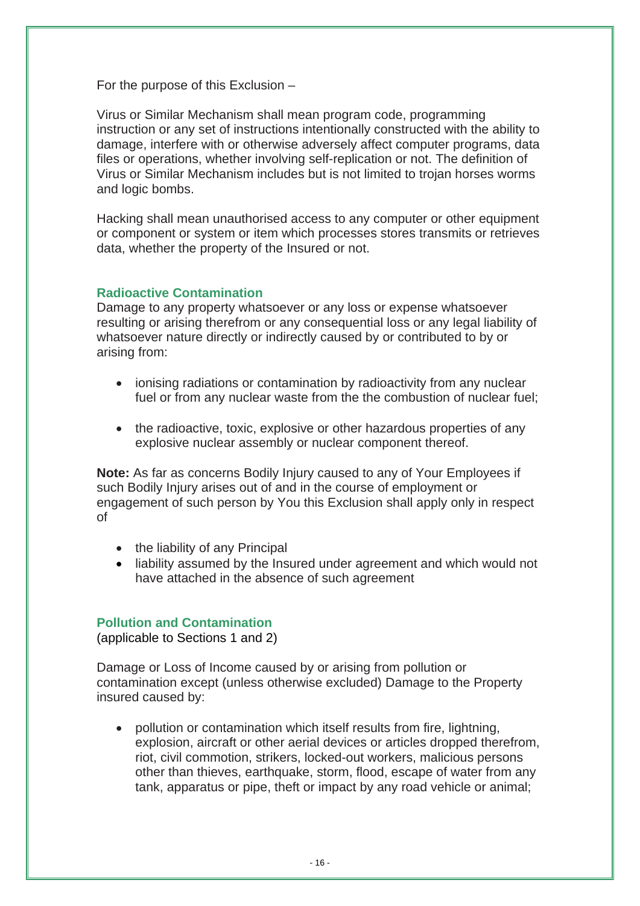For the purpose of this Exclusion –

Virus or Similar Mechanism shall mean program code, programming instruction or any set of instructions intentionally constructed with the ability to damage, interfere with or otherwise adversely affect computer programs, data files or operations, whether involving self-replication or not. The definition of Virus or Similar Mechanism includes but is not limited to trojan horses worms and logic bombs.

Hacking shall mean unauthorised access to any computer or other equipment or component or system or item which processes stores transmits or retrieves data, whether the property of the Insured or not.

### Radioactive Contamination

Damage to any property whatsoever or any loss or expense whatsoever resulting or arising therefrom or any consequential loss or any legal liability of whatsoever nature directly or indirectly caused by or contributed to by or arising from:

- ionising radiations or contamination by radioactivity from any nuclear fuel or from any nuclear waste from the the combustion of nuclear fuel;
- the radioactive, toxic, explosive or other hazardous properties of any explosive nuclear assembly or nuclear component thereof.

**Note:** As far as concerns Bodily Injury caused to any of Your Employees if such Bodily Injury arises out of and in the course of employment or engagement of such person by You this Exclusion shall apply only in respect of

- the liability of any Principal
- liability assumed by the Insured under agreement and which would not have attached in the absence of such agreement

### Pollution and Contamination

(applicable to Sections 1 and 2)

Damage or Loss of Income caused by or arising from pollution or contamination except (unless otherwise excluded) Damage to the Property insured caused by:

- pollution or contamination which itself results from fire, lightning, explosion, aircraft or other aerial devices or articles dropped therefrom, riot, civil commotion, strikers, locked-out workers, malicious persons other than thieves, earthquake, storm, flood, escape of water from any tank, apparatus or pipe, theft or impact by any road vehicle or animal;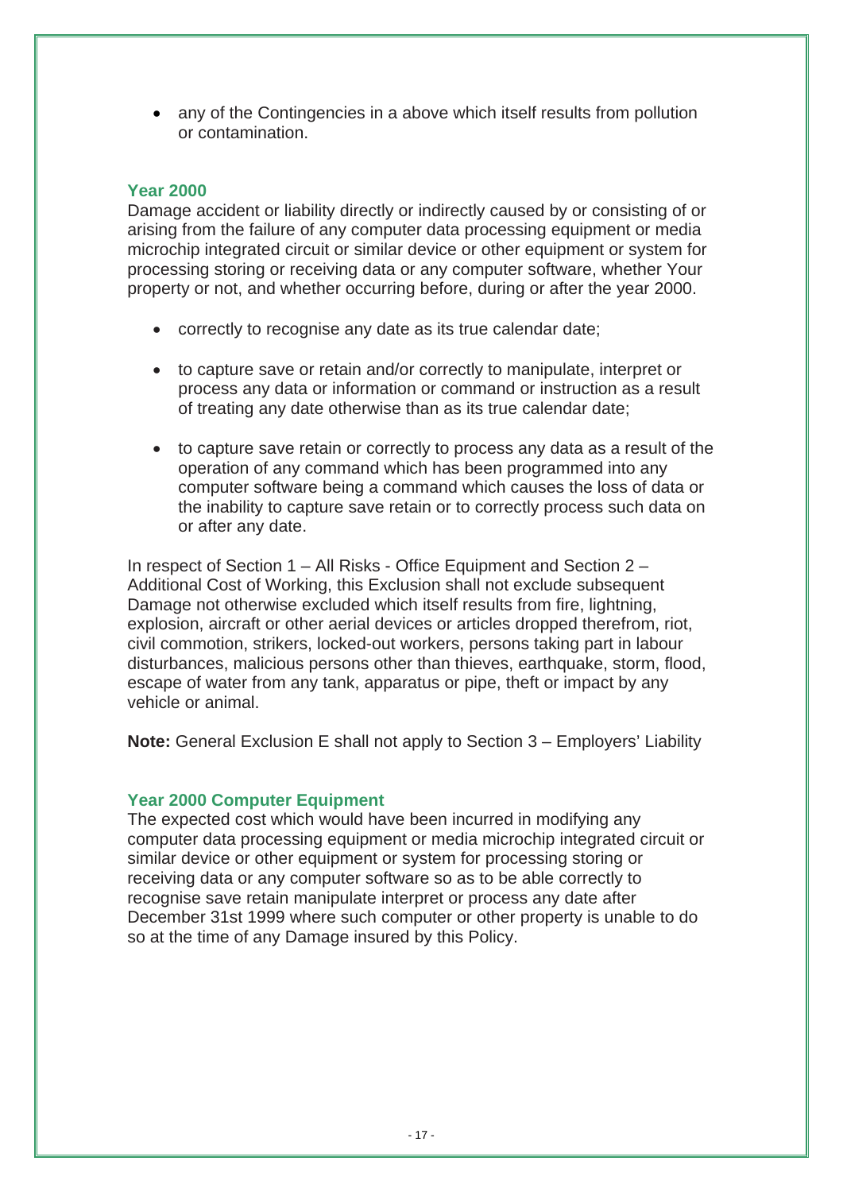- any of the Contingencies in a above which itself results from pollution or contamination.

### Year 2000

Damage accident or liability directly or indirectly caused by or consisting of or arising from the failure of any computer data processing equipment or media microchip integrated circuit or similar device or other equipment or system for processing storing or receiving data or any computer software, whether Your property or not, and whether occurring before, during or after the year 2000.

- correctly to recognise any date as its true calendar date;
- to capture save or retain and/or correctly to manipulate, interpret or process any data or information or command or instruction as a result of treating any date otherwise than as its true calendar date;
- to capture save retain or correctly to process any data as a result of the operation of any command which has been programmed into any computer software being a command which causes the loss of data or the inability to capture save retain or to correctly process such data on or after any date.

In respect of Section 1 – All Risks - Office Equipment and Section 2 – Additional Cost of Working, this Exclusion shall not exclude subsequent Damage not otherwise excluded which itself results from fire, lightning, explosion, aircraft or other aerial devices or articles dropped therefrom, riot, civil commotion, strikers, locked-out workers, persons taking part in labour disturbances, malicious persons other than thieves, earthquake, storm, flood, escape of water from any tank, apparatus or pipe, theft or impact by any vehicle or animal.

**Note:** General Exclusion E shall not apply to Section 3 – Employers' Liability

### Year 2000 Computer Equipment

The expected cost which would have been incurred in modifying any computer data processing equipment or media microchip integrated circuit or similar device or other equipment or system for processing storing or receiving data or any computer software so as to be able correctly to recognise save retain manipulate interpret or process any date after December 31st 1999 where such computer or other property is unable to do so at the time of any Damage insured by this Policy.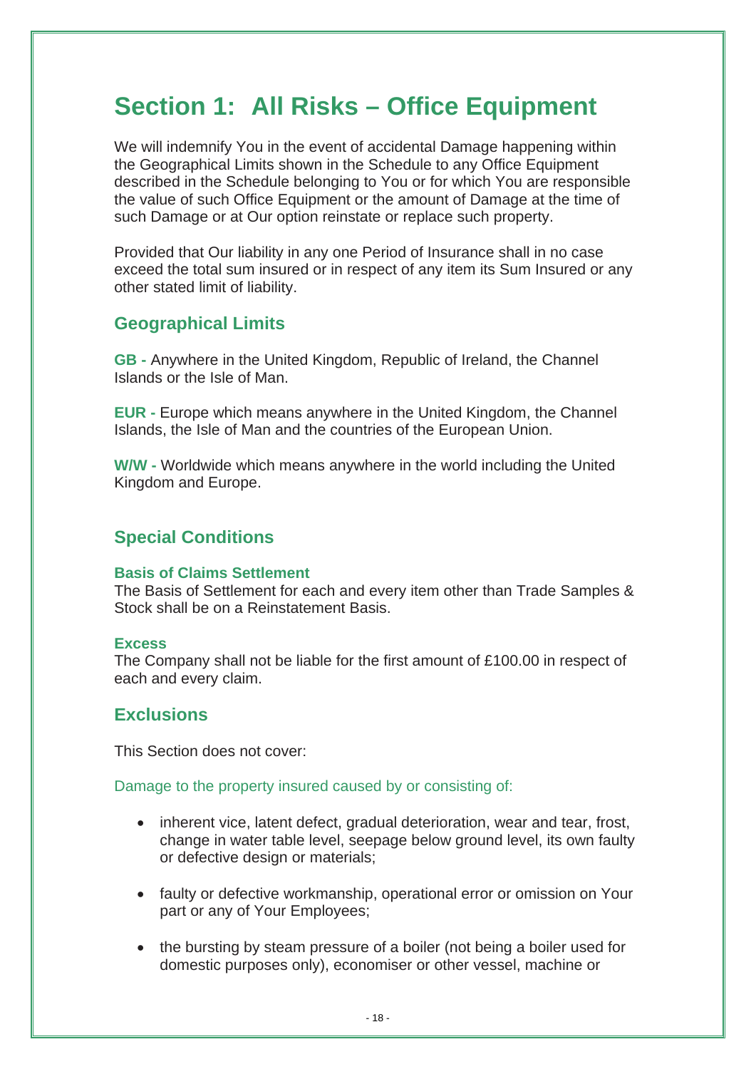# Section 1: All Risks – Office Equipment

We will indemnify You in the event of accidental Damage happening within the Geographical Limits shown in the Schedule to any Office Equipment described in the Schedule belonging to You or for which You are responsible the value of such Office Equipment or the amount of Damage at the time of such Damage or at Our option reinstate or replace such property.

Provided that Our liability in any one Period of Insurance shall in no case exceed the total sum insured or in respect of any item its Sum Insured or any other stated limit of liability.

## Geographical Limits

**GB -** Anywhere in the United Kingdom, Republic of Ireland, the Channel Islands or the Isle of Man.

**EUR -** Europe which means anywhere in the United Kingdom, the Channel Islands, the Isle of Man and the countries of the European Union.

**W/W -** Worldwide which means anywhere in the world including the United Kingdom and Europe.

## Special Conditions

### Basis of Claims Settlement

The Basis of Settlement for each and every item other than Trade Samples & Stock shall be on a Reinstatement Basis.

### Excess

The Company shall not be liable for the first amount of £100.00 in respect of each and every claim.

## Exclusions

This Section does not cover:

Damage to the property insured caused by or consisting of:

- inherent vice, latent defect, gradual deterioration, wear and tear, frost, change in water table level, seepage below ground level, its own faulty or defective design or materials;
- faulty or defective workmanship, operational error or omission on Your part or any of Your Employees;
- the bursting by steam pressure of a boiler (not being a boiler used for domestic purposes only), economiser or other vessel, machine or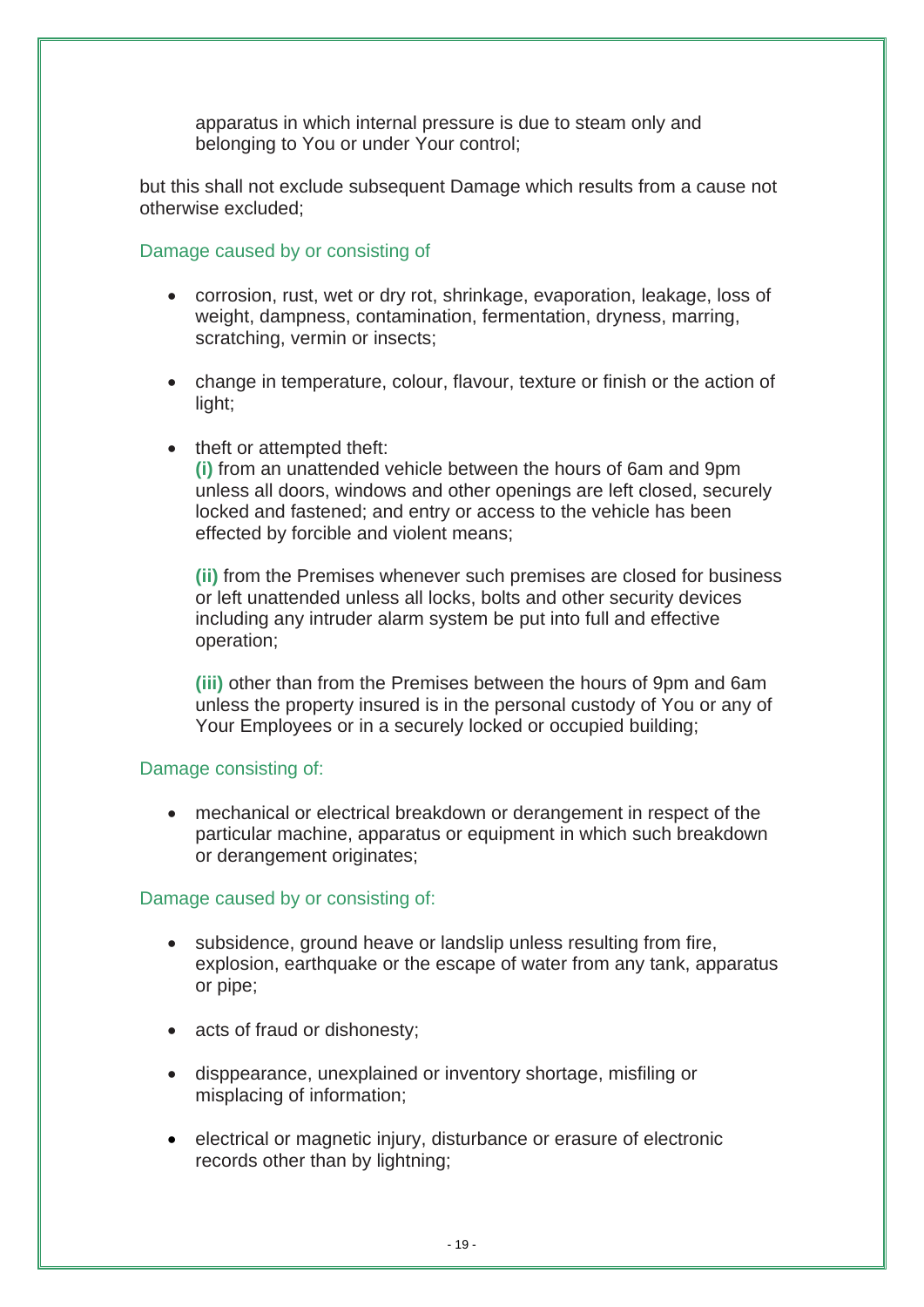apparatus in which internal pressure is due to steam only and belonging to You or under Your control;

but this shall not exclude subsequent Damage which results from a cause not otherwise excluded;

Damage caused by or consisting of

- corrosion, rust, wet or dry rot, shrinkage, evaporation, leakage, loss of weight, dampness, contamination, fermentation, dryness, marring, scratching, vermin or insects;
- change in temperature, colour, flavour, texture or finish or the action of light;
- theft or attempted theft:
  **(i)** from an unattended vehicle between the hours of 6am and 9pm unless all doors, windows and other openings are left closed, securely locked and fastened; and entry or access to the vehicle has been effected by forcible and violent means;

  **(ii)** from the Premises whenever such premises are closed for business or left unattended unless all locks, bolts and other security devices including any intruder alarm system be put into full and effective operation;

  **(iii)** other than from the Premises between the hours of 9pm and 6am unless the property insured is in the personal custody of You or any of Your Employees or in a securely locked or occupied building;

Damage consisting of:

- mechanical or electrical breakdown or derangement in respect of the particular machine, apparatus or equipment in which such breakdown or derangement originates;

Damage caused by or consisting of:

- subsidence, ground heave or landslip unless resulting from fire, explosion, earthquake or the escape of water from any tank, apparatus or pipe;
- acts of fraud or dishonesty;
- disppearance, unexplained or inventory shortage, misfiling or misplacing of information;
- electrical or magnetic injury, disturbance or erasure of electronic records other than by lightning;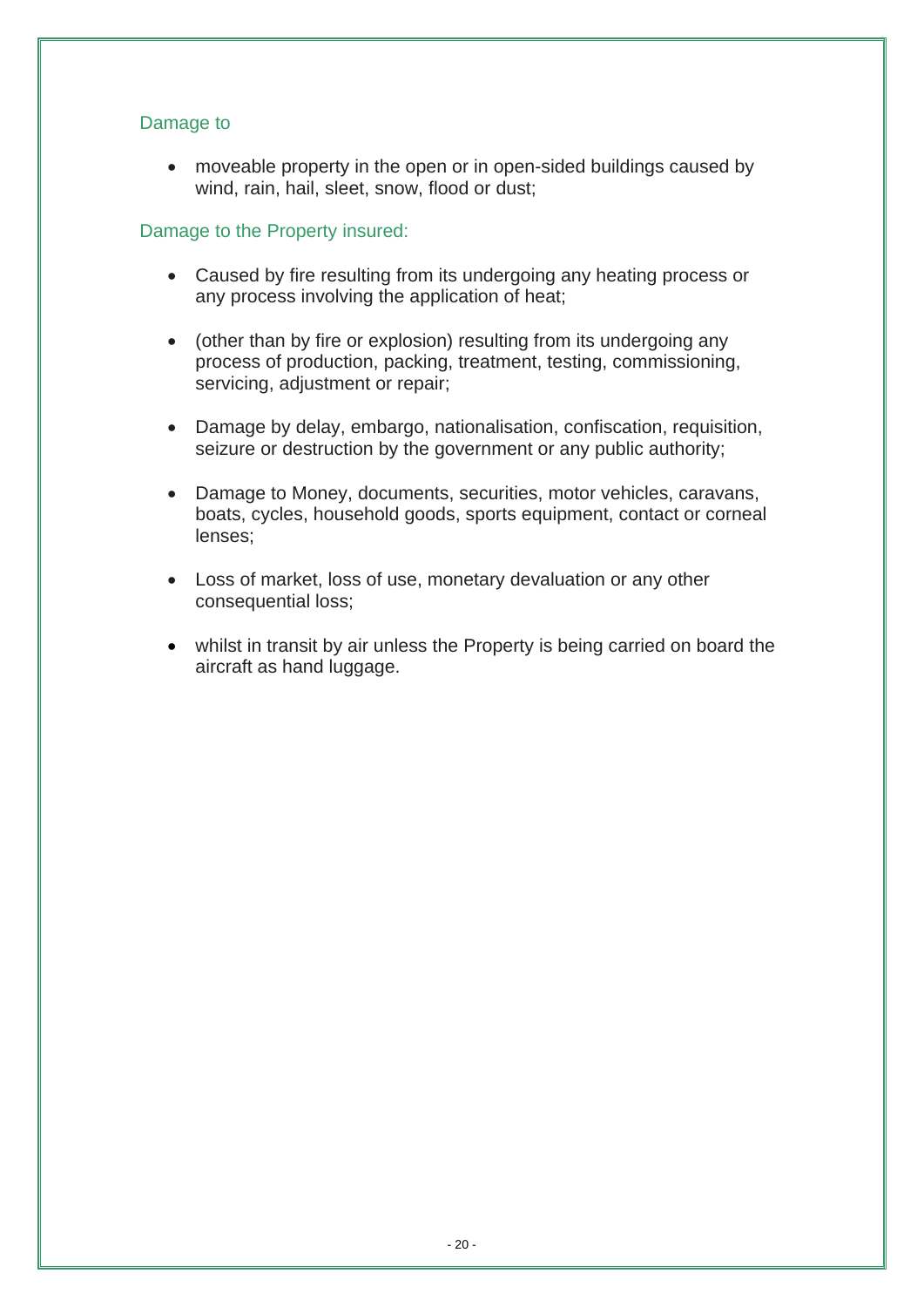### Damage to

- moveable property in the open or in open-sided buildings caused by wind, rain, hail, sleet, snow, flood or dust;

### Damage to the Property insured:

- Caused by fire resulting from its undergoing any heating process or any process involving the application of heat;
- (other than by fire or explosion) resulting from its undergoing any process of production, packing, treatment, testing, commissioning, servicing, adjustment or repair;
- Damage by delay, embargo, nationalisation, confiscation, requisition, seizure or destruction by the government or any public authority;
- Damage to Money, documents, securities, motor vehicles, caravans, boats, cycles, household goods, sports equipment, contact or corneal lenses;
- Loss of market, loss of use, monetary devaluation or any other consequential loss;
- whilst in transit by air unless the Property is being carried on board the aircraft as hand luggage.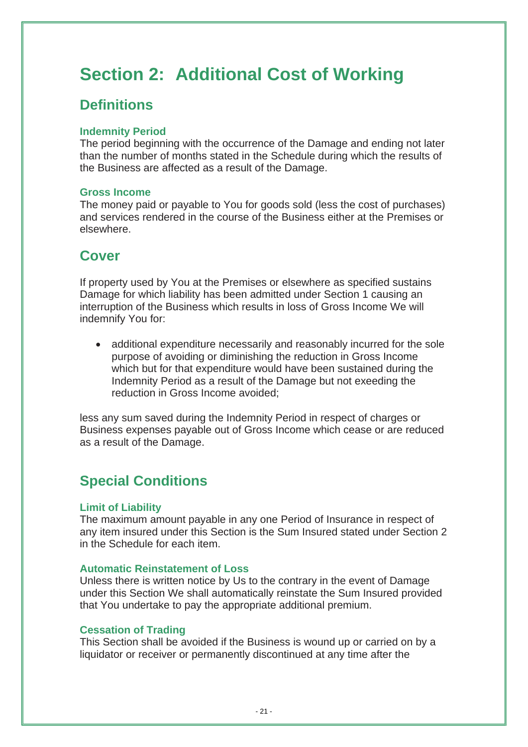# Section 2: Additional Cost of Working

## Definitions

### Indemnity Period

The period beginning with the occurrence of the Damage and ending not later than the number of months stated in the Schedule during which the results of the Business are affected as a result of the Damage.

### Gross Income

The money paid or payable to You for goods sold (less the cost of purchases) and services rendered in the course of the Business either at the Premises or elsewhere.

## Cover

If property used by You at the Premises or elsewhere as specified sustains Damage for which liability has been admitted under Section 1 causing an interruption of the Business which results in loss of Gross Income We will indemnify You for:

- additional expenditure necessarily and reasonably incurred for the sole purpose of avoiding or diminishing the reduction in Gross Income which but for that expenditure would have been sustained during the Indemnity Period as a result of the Damage but not exeeding the reduction in Gross Income avoided;

less any sum saved during the Indemnity Period in respect of charges or Business expenses payable out of Gross Income which cease or are reduced as a result of the Damage.

## Special Conditions

### Limit of Liability

The maximum amount payable in any one Period of Insurance in respect of any item insured under this Section is the Sum Insured stated under Section 2 in the Schedule for each item.

### Automatic Reinstatement of Loss

Unless there is written notice by Us to the contrary in the event of Damage under this Section We shall automatically reinstate the Sum Insured provided that You undertake to pay the appropriate additional premium.

### Cessation of Trading

This Section shall be avoided if the Business is wound up or carried on by a liquidator or receiver or permanently discontinued at any time after the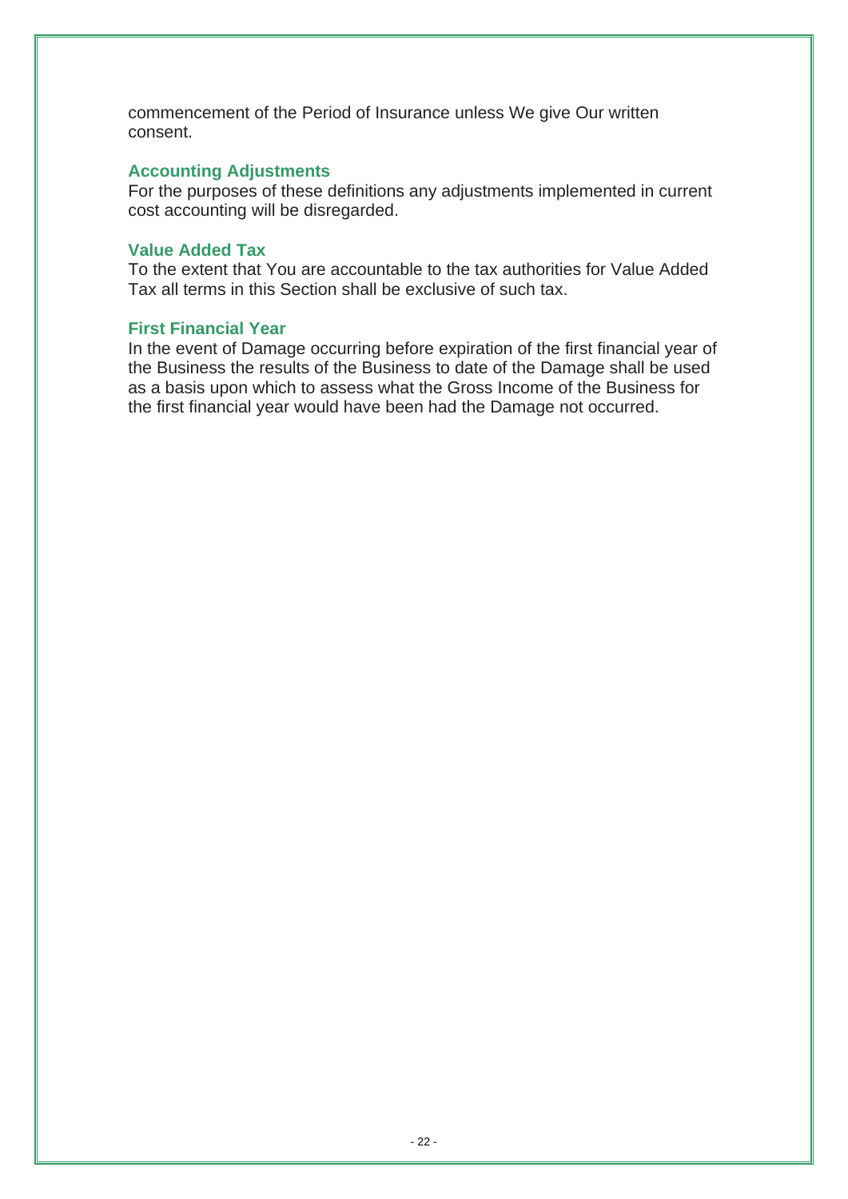commencement of the Period of Insurance unless We give Our written consent.

### Accounting Adjustments

For the purposes of these definitions any adjustments implemented in current cost accounting will be disregarded.

### Value Added Tax

To the extent that You are accountable to the tax authorities for Value Added Tax all terms in this Section shall be exclusive of such tax.

### First Financial Year

In the event of Damage occurring before expiration of the first financial year of the Business the results of the Business to date of the Damage shall be used as a basis upon which to assess what the Gross Income of the Business for the first financial year would have been had the Damage not occurred.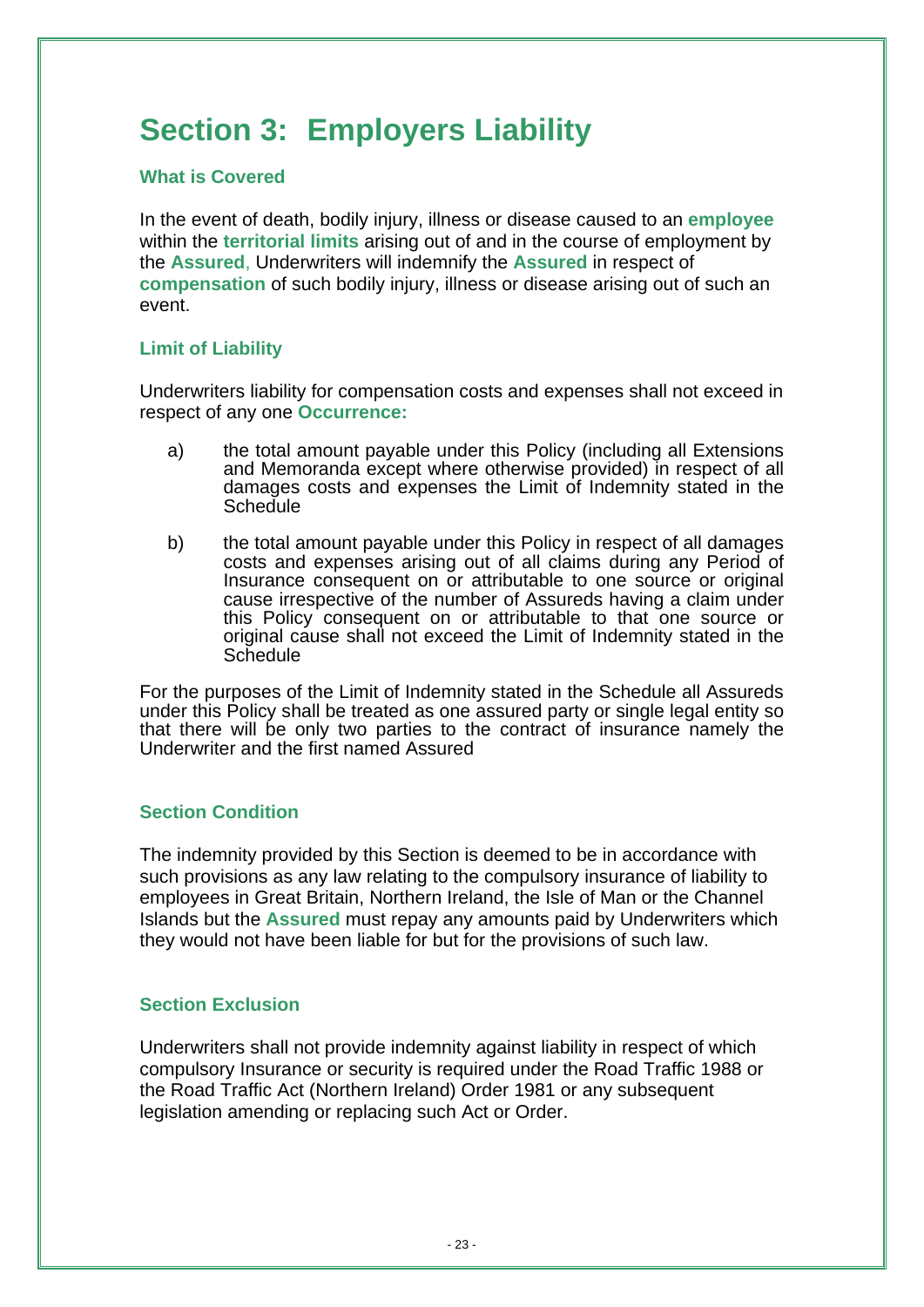# Section 3: Employers Liability

### What is Covered

In the event of death, bodily injury, illness or disease caused to an **employee** within the **territorial limits** arising out of and in the course of employment by the **Assured**, Underwriters will indemnify the **Assured** in respect of **compensation** of such bodily injury, illness or disease arising out of such an event.

### Limit of Liability

Underwriters liability for compensation costs and expenses shall not exceed in respect of any one **Occurrence:**

a) the total amount payable under this Policy (including all Extensions and Memoranda except where otherwise provided) in respect of all damages costs and expenses the Limit of Indemnity stated in the Schedule

b) the total amount payable under this Policy in respect of all damages costs and expenses arising out of all claims during any Period of Insurance consequent on or attributable to one source or original cause irrespective of the number of Assureds having a claim under this Policy consequent on or attributable to that one source or original cause shall not exceed the Limit of Indemnity stated in the Schedule

For the purposes of the Limit of Indemnity stated in the Schedule all Assureds under this Policy shall be treated as one assured party or single legal entity so that there will be only two parties to the contract of insurance namely the Underwriter and the first named Assured

### Section Condition

The indemnity provided by this Section is deemed to be in accordance with such provisions as any law relating to the compulsory insurance of liability to employees in Great Britain, Northern Ireland, the Isle of Man or the Channel Islands but the **Assured** must repay any amounts paid by Underwriters which they would not have been liable for but for the provisions of such law.

### Section Exclusion

Underwriters shall not provide indemnity against liability in respect of which compulsory Insurance or security is required under the Road Traffic 1988 or the Road Traffic Act (Northern Ireland) Order 1981 or any subsequent legislation amending or replacing such Act or Order.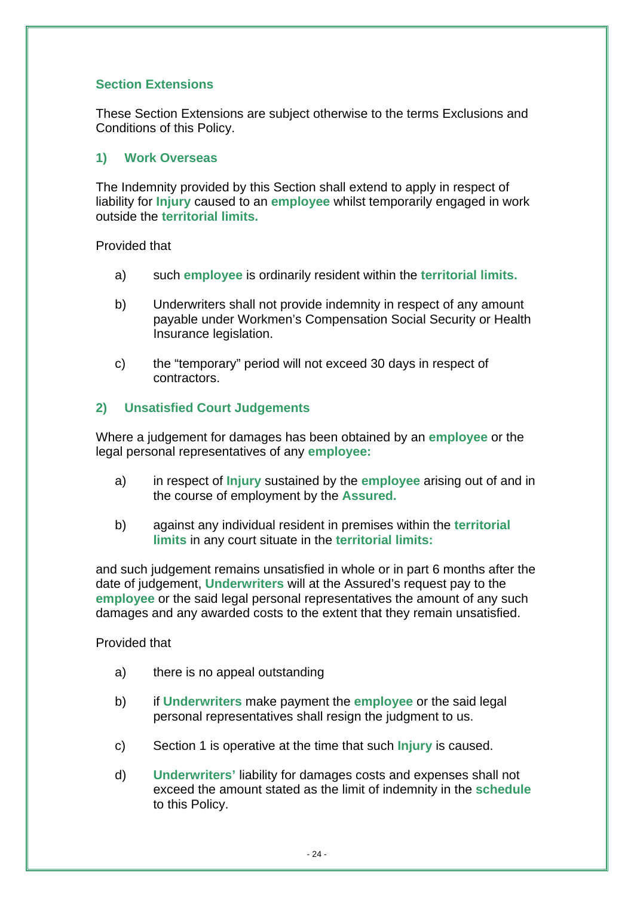## Section Extensions

These Section Extensions are subject otherwise to the terms Exclusions and Conditions of this Policy.

### 1) Work Overseas

The Indemnity provided by this Section shall extend to apply in respect of liability for **Injury** caused to an **employee** whilst temporarily engaged in work outside the **territorial limits.**

Provided that

a) such **employee** is ordinarily resident within the **territorial limits.**

b) Underwriters shall not provide indemnity in respect of any amount payable under Workmen's Compensation Social Security or Health Insurance legislation.

c) the "temporary" period will not exceed 30 days in respect of contractors.

### 2) Unsatisfied Court Judgements

Where a judgement for damages has been obtained by an **employee** or the legal personal representatives of any **employee:**

a) in respect of **Injury** sustained by the **employee** arising out of and in the course of employment by the **Assured.**

b) against any individual resident in premises within the **territorial limits** in any court situate in the **territorial limits:**

and such judgement remains unsatisfied in whole or in part 6 months after the date of judgement, **Underwriters** will at the Assured's request pay to the **employee** or the said legal personal representatives the amount of any such damages and any awarded costs to the extent that they remain unsatisfied.

Provided that

a) there is no appeal outstanding

b) if **Underwriters** make payment the **employee** or the said legal personal representatives shall resign the judgment to us.

c) Section 1 is operative at the time that such **Injury** is caused.

d) **Underwriters'** liability for damages costs and expenses shall not exceed the amount stated as the limit of indemnity in the **schedule** to this Policy.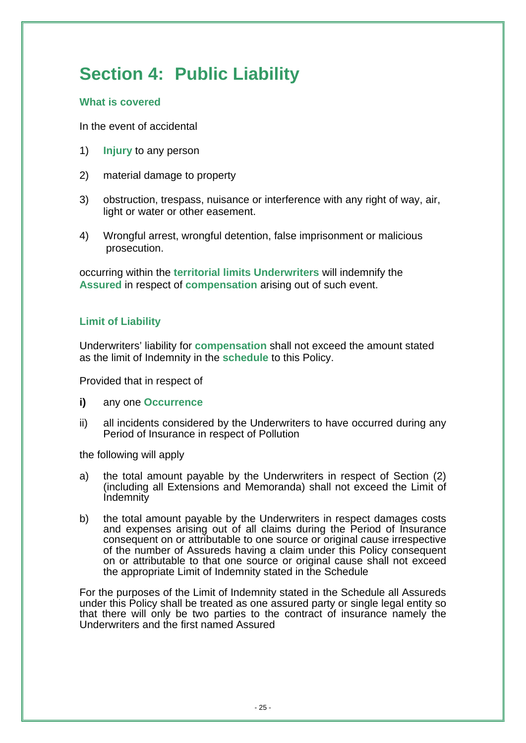# Section 4: Public Liability

### What is covered

In the event of accidental

1) **Injury** to any person

2) material damage to property

3) obstruction, trespass, nuisance or interference with any right of way, air, light or water or other easement.

4) Wrongful arrest, wrongful detention, false imprisonment or malicious prosecution.

occurring within the **territorial limits Underwriters** will indemnify the **Assured** in respect of **compensation** arising out of such event.

### Limit of Liability

Underwriters' liability for **compensation** shall not exceed the amount stated as the limit of Indemnity in the **schedule** to this Policy.

Provided that in respect of

**i)** any one **Occurrence**

ii) all incidents considered by the Underwriters to have occurred during any Period of Insurance in respect of Pollution

the following will apply

a) the total amount payable by the Underwriters in respect of Section (2) (including all Extensions and Memoranda) shall not exceed the Limit of Indemnity

b) the total amount payable by the Underwriters in respect damages costs and expenses arising out of all claims during the Period of Insurance consequent on or attributable to one source or original cause irrespective of the number of Assureds having a claim under this Policy consequent on or attributable to that one source or original cause shall not exceed the appropriate Limit of Indemnity stated in the Schedule

For the purposes of the Limit of Indemnity stated in the Schedule all Assureds under this Policy shall be treated as one assured party or single legal entity so that there will only be two parties to the contract of insurance namely the Underwriters and the first named Assured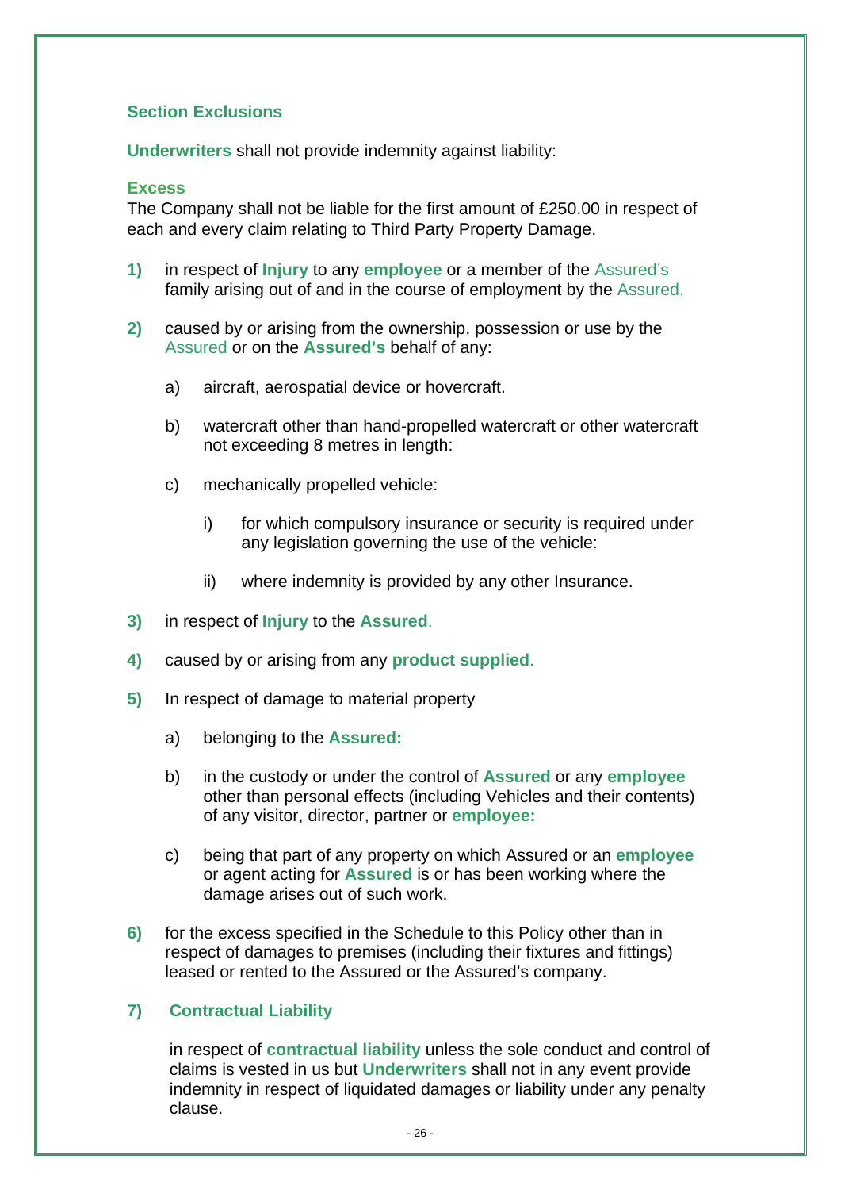### Section Exclusions

**Underwriters** shall not provide indemnity against liability:

**Excess**
The Company shall not be liable for the first amount of £250.00 in respect of each and every claim relating to Third Party Property Damage.

**1)** in respect of **Injury** to any **employee** or a member of the Assured's family arising out of and in the course of employment by the Assured.

**2)** caused by or arising from the ownership, possession or use by the Assured or on the **Assured's** behalf of any:

   a) aircraft, aerospatial device or hovercraft.

   b) watercraft other than hand-propelled watercraft or other watercraft not exceeding 8 metres in length:

   c) mechanically propelled vehicle:

      i) for which compulsory insurance or security is required under any legislation governing the use of the vehicle:

      ii) where indemnity is provided by any other Insurance.

**3)** in respect of **Injury** to the **Assured**.

**4)** caused by or arising from any **product supplied**.

**5)** In respect of damage to material property

   a) belonging to the **Assured:**

   b) in the custody or under the control of **Assured** or any **employee** other than personal effects (including Vehicles and their contents) of any visitor, director, partner or **employee:**

   c) being that part of any property on which Assured or an **employee** or agent acting for **Assured** is or has been working where the damage arises out of such work.

**6)** for the excess specified in the Schedule to this Policy other than in respect of damages to premises (including their fixtures and fittings) leased or rented to the Assured or the Assured's company.

**7) Contractual Liability**

in respect of **contractual liability** unless the sole conduct and control of claims is vested in us but **Underwriters** shall not in any event provide indemnity in respect of liquidated damages or liability under any penalty clause.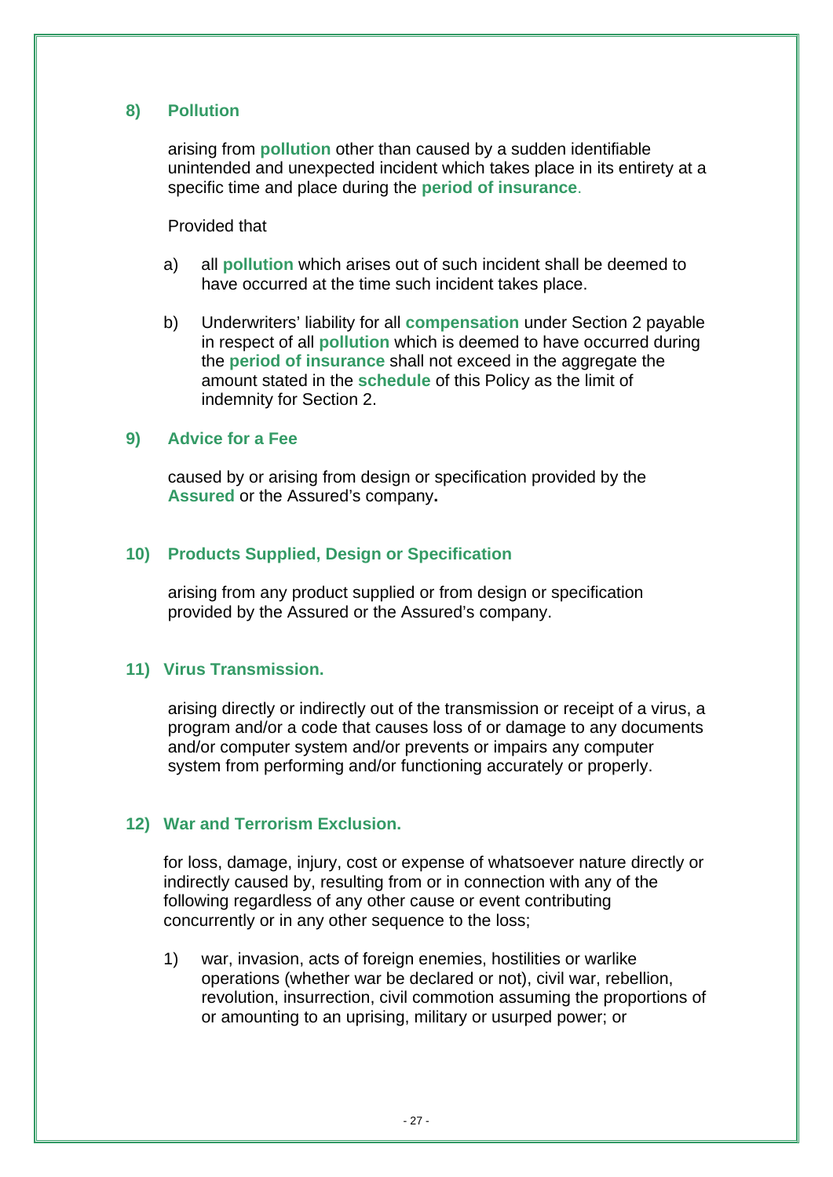### 8) Pollution

arising from **pollution** other than caused by a sudden identifiable unintended and unexpected incident which takes place in its entirety at a specific time and place during the **period of insurance**.

Provided that

a) all **pollution** which arises out of such incident shall be deemed to have occurred at the time such incident takes place.

b) Underwriters' liability for all **compensation** under Section 2 payable in respect of all **pollution** which is deemed to have occurred during the **period of insurance** shall not exceed in the aggregate the amount stated in the **schedule** of this Policy as the limit of indemnity for Section 2.

### 9) Advice for a Fee

caused by or arising from design or specification provided by the **Assured** or the Assured's company**.**

### 10) Products Supplied, Design or Specification

arising from any product supplied or from design or specification provided by the Assured or the Assured's company.

### 11) Virus Transmission.

arising directly or indirectly out of the transmission or receipt of a virus, a program and/or a code that causes loss of or damage to any documents and/or computer system and/or prevents or impairs any computer system from performing and/or functioning accurately or properly.

### 12) War and Terrorism Exclusion.

for loss, damage, injury, cost or expense of whatsoever nature directly or indirectly caused by, resulting from or in connection with any of the following regardless of any other cause or event contributing concurrently or in any other sequence to the loss;

1) war, invasion, acts of foreign enemies, hostilities or warlike operations (whether war be declared or not), civil war, rebellion, revolution, insurrection, civil commotion assuming the proportions of or amounting to an uprising, military or usurped power; or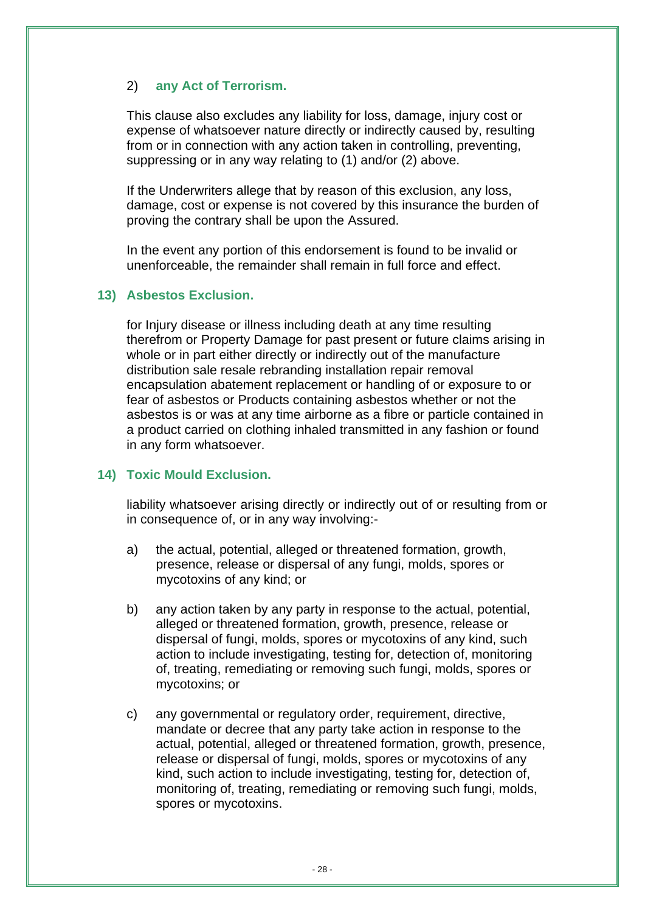2) **any Act of Terrorism.**

This clause also excludes any liability for loss, damage, injury cost or expense of whatsoever nature directly or indirectly caused by, resulting from or in connection with any action taken in controlling, preventing, suppressing or in any way relating to (1) and/or (2) above.

If the Underwriters allege that by reason of this exclusion, any loss, damage, cost or expense is not covered by this insurance the burden of proving the contrary shall be upon the Assured.

In the event any portion of this endorsement is found to be invalid or unenforceable, the remainder shall remain in full force and effect.

**13) Asbestos Exclusion.**

for Injury disease or illness including death at any time resulting therefrom or Property Damage for past present or future claims arising in whole or in part either directly or indirectly out of the manufacture distribution sale resale rebranding installation repair removal encapsulation abatement replacement or handling of or exposure to or fear of asbestos or Products containing asbestos whether or not the asbestos is or was at any time airborne as a fibre or particle contained in a product carried on clothing inhaled transmitted in any fashion or found in any form whatsoever.

**14) Toxic Mould Exclusion.**

liability whatsoever arising directly or indirectly out of or resulting from or in consequence of, or in any way involving:-

a) the actual, potential, alleged or threatened formation, growth, presence, release or dispersal of any fungi, molds, spores or mycotoxins of any kind; or

b) any action taken by any party in response to the actual, potential, alleged or threatened formation, growth, presence, release or dispersal of fungi, molds, spores or mycotoxins of any kind, such action to include investigating, testing for, detection of, monitoring of, treating, remediating or removing such fungi, molds, spores or mycotoxins; or

c) any governmental or regulatory order, requirement, directive, mandate or decree that any party take action in response to the actual, potential, alleged or threatened formation, growth, presence, release or dispersal of fungi, molds, spores or mycotoxins of any kind, such action to include investigating, testing for, detection of, monitoring of, treating, remediating or removing such fungi, molds, spores or mycotoxins.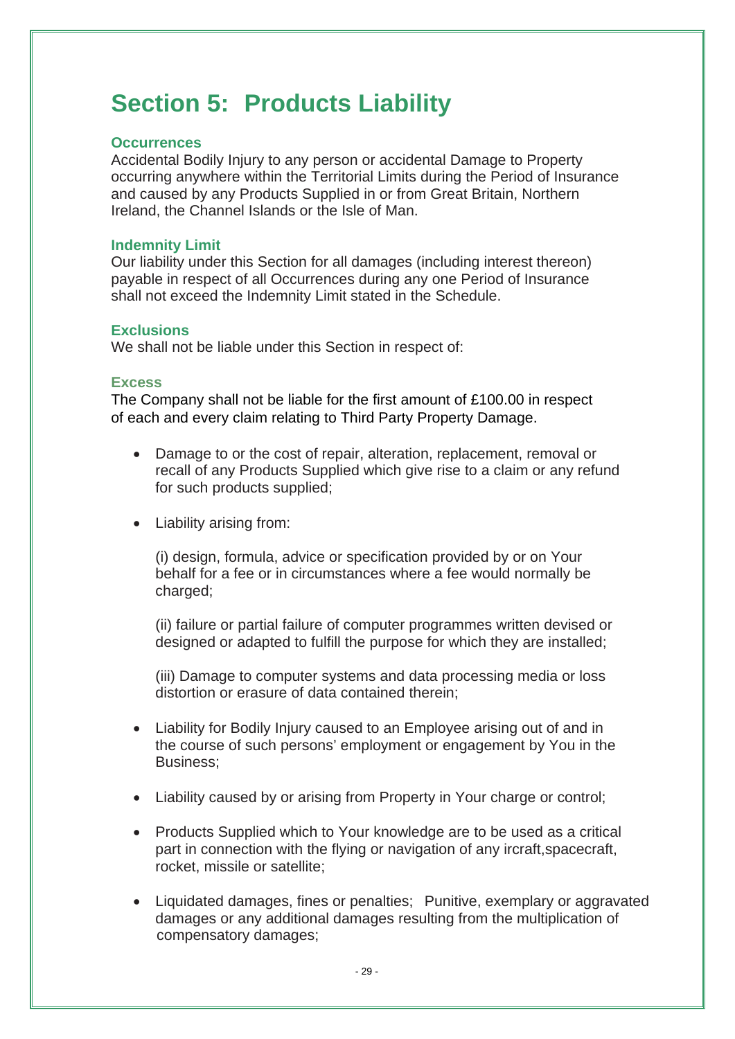# Section 5: Products Liability

### Occurrences

Accidental Bodily Injury to any person or accidental Damage to Property occurring anywhere within the Territorial Limits during the Period of Insurance and caused by any Products Supplied in or from Great Britain, Northern Ireland, the Channel Islands or the Isle of Man.

### Indemnity Limit

Our liability under this Section for all damages (including interest thereon) payable in respect of all Occurrences during any one Period of Insurance shall not exceed the Indemnity Limit stated in the Schedule.

### Exclusions

We shall not be liable under this Section in respect of:

### Excess

The Company shall not be liable for the first amount of £100.00 in respect of each and every claim relating to Third Party Property Damage.

- Damage to or the cost of repair, alteration, replacement, removal or recall of any Products Supplied which give rise to a claim or any refund for such products supplied;
- Liability arising from:

  (i) design, formula, advice or specification provided by or on Your behalf for a fee or in circumstances where a fee would normally be charged;

  (ii) failure or partial failure of computer programmes written devised or designed or adapted to fulfill the purpose for which they are installed;

  (iii) Damage to computer systems and data processing media or loss distortion or erasure of data contained therein;
- Liability for Bodily Injury caused to an Employee arising out of and in the course of such persons' employment or engagement by You in the Business;
- Liability caused by or arising from Property in Your charge or control;
- Products Supplied which to Your knowledge are to be used as a critical part in connection with the flying or navigation of any ircraft,spacecraft, rocket, missile or satellite;
- Liquidated damages, fines or penalties; Punitive, exemplary or aggravated damages or any additional damages resulting from the multiplication of compensatory damages;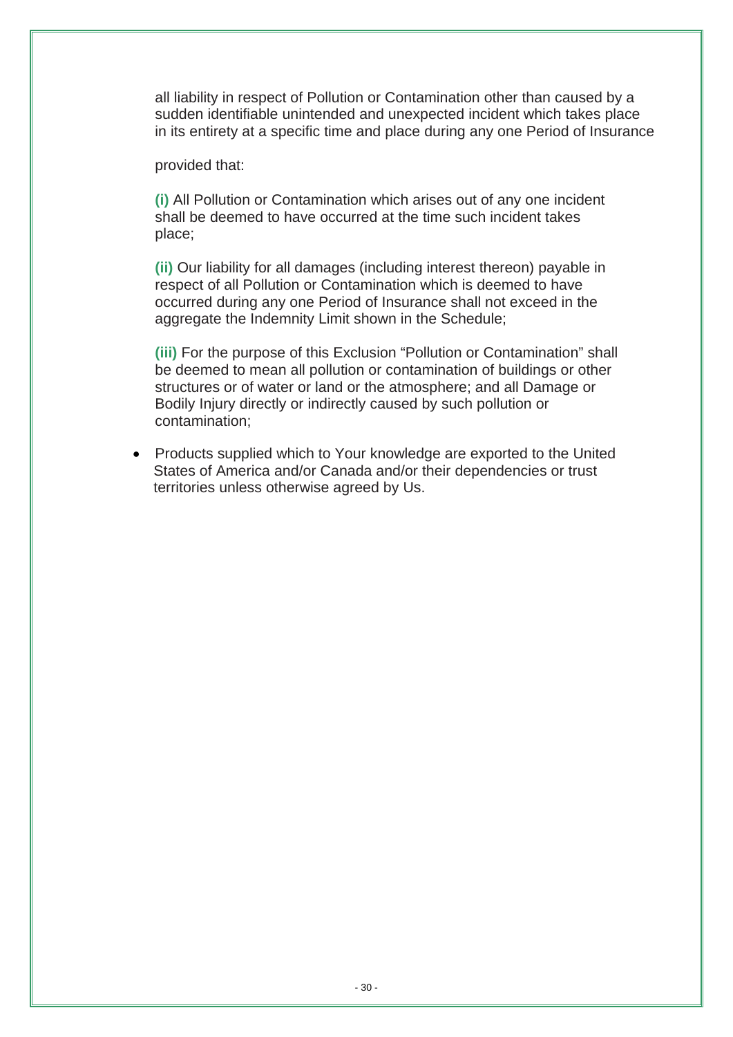all liability in respect of Pollution or Contamination other than caused by a sudden identifiable unintended and unexpected incident which takes place in its entirety at a specific time and place during any one Period of Insurance

provided that:

**(i)** All Pollution or Contamination which arises out of any one incident shall be deemed to have occurred at the time such incident takes place;

**(ii)** Our liability for all damages (including interest thereon) payable in respect of all Pollution or Contamination which is deemed to have occurred during any one Period of Insurance shall not exceed in the aggregate the Indemnity Limit shown in the Schedule;

**(iii)** For the purpose of this Exclusion "Pollution or Contamination" shall be deemed to mean all pollution or contamination of buildings or other structures or of water or land or the atmosphere; and all Damage or Bodily Injury directly or indirectly caused by such pollution or contamination;

- Products supplied which to Your knowledge are exported to the United States of America and/or Canada and/or their dependencies or trust territories unless otherwise agreed by Us.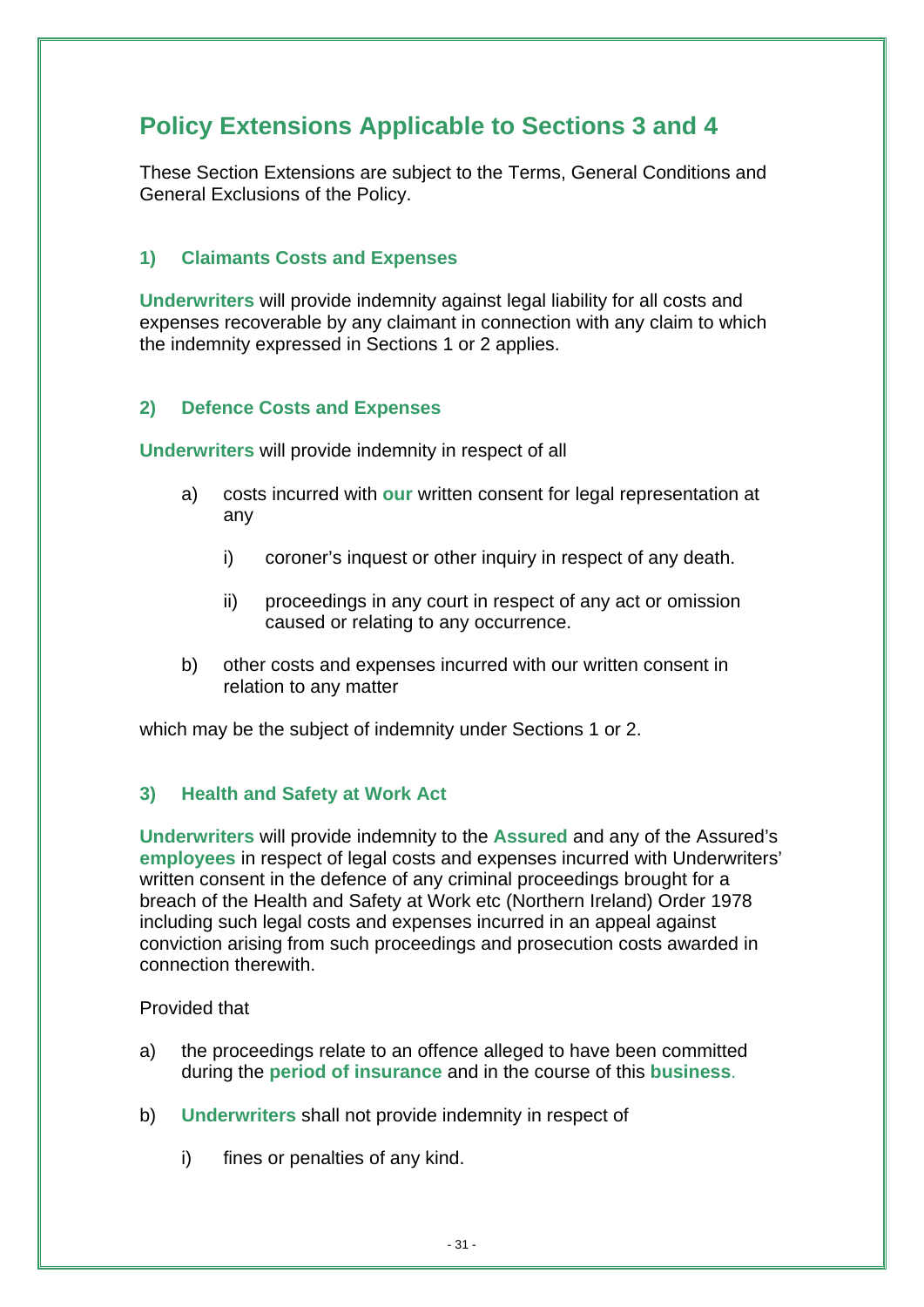# Policy Extensions Applicable to Sections 3 and 4

These Section Extensions are subject to the Terms, General Conditions and General Exclusions of the Policy.

## 1) Claimants Costs and Expenses

**Underwriters** will provide indemnity against legal liability for all costs and expenses recoverable by any claimant in connection with any claim to which the indemnity expressed in Sections 1 or 2 applies.

## 2) Defence Costs and Expenses

**Underwriters** will provide indemnity in respect of all

a) costs incurred with **our** written consent for legal representation at any

   i) coroner's inquest or other inquiry in respect of any death.

   ii) proceedings in any court in respect of any act or omission caused or relating to any occurrence.

b) other costs and expenses incurred with our written consent in relation to any matter

which may be the subject of indemnity under Sections 1 or 2.

## 3) Health and Safety at Work Act

**Underwriters** will provide indemnity to the **Assured** and any of the Assured's **employees** in respect of legal costs and expenses incurred with Underwriters' written consent in the defence of any criminal proceedings brought for a breach of the Health and Safety at Work etc (Northern Ireland) Order 1978 including such legal costs and expenses incurred in an appeal against conviction arising from such proceedings and prosecution costs awarded in connection therewith.

Provided that

a) the proceedings relate to an offence alleged to have been committed during the **period of insurance** and in the course of this **business**.

b) **Underwriters** shall not provide indemnity in respect of

   i) fines or penalties of any kind.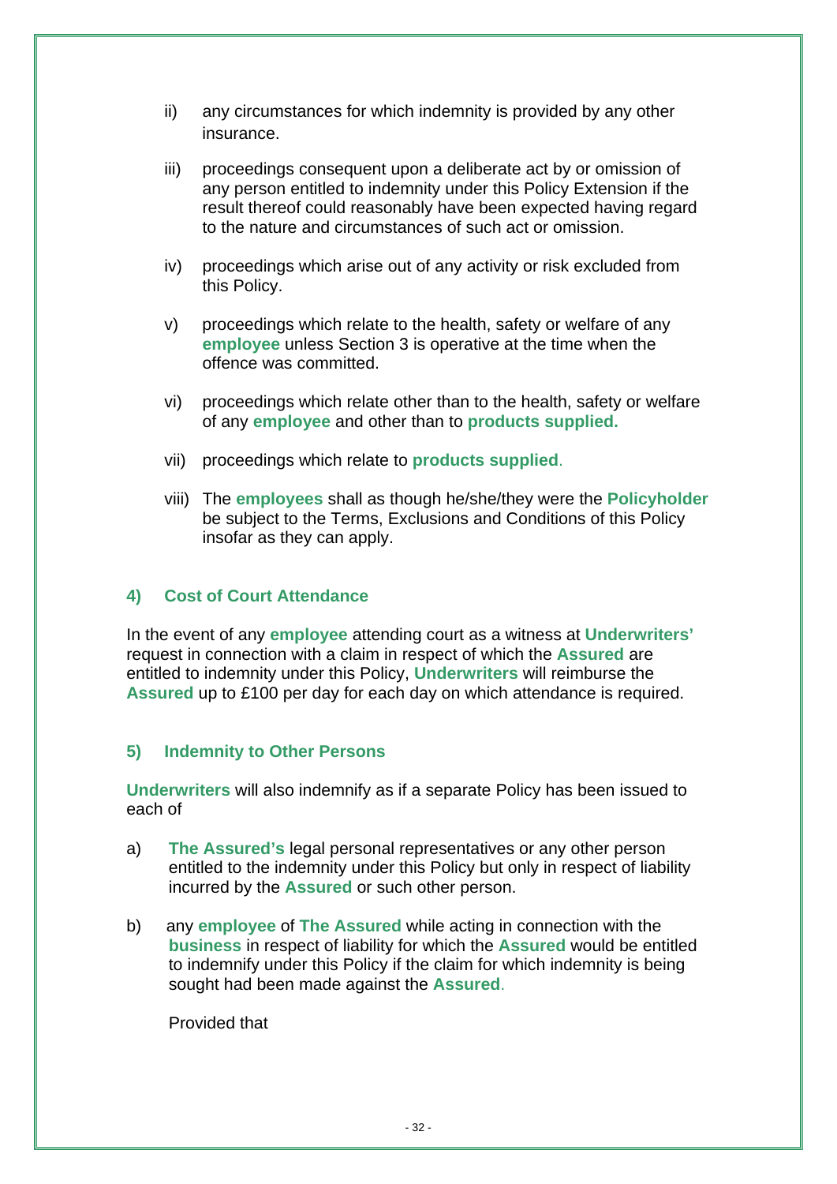ii) any circumstances for which indemnity is provided by any other insurance.

iii) proceedings consequent upon a deliberate act by or omission of any person entitled to indemnity under this Policy Extension if the result thereof could reasonably have been expected having regard to the nature and circumstances of such act or omission.

iv) proceedings which arise out of any activity or risk excluded from this Policy.

v) proceedings which relate to the health, safety or welfare of any **employee** unless Section 3 is operative at the time when the offence was committed.

vi) proceedings which relate other than to the health, safety or welfare of any **employee** and other than to **products supplied.**

vii) proceedings which relate to **products supplied**.

viii) The **employees** shall as though he/she/they were the **Policyholder** be subject to the Terms, Exclusions and Conditions of this Policy insofar as they can apply.

### 4) Cost of Court Attendance

In the event of any **employee** attending court as a witness at **Underwriters'** request in connection with a claim in respect of which the **Assured** are entitled to indemnity under this Policy, **Underwriters** will reimburse the **Assured** up to £100 per day for each day on which attendance is required.

### 5) Indemnity to Other Persons

**Underwriters** will also indemnify as if a separate Policy has been issued to each of

a) **The Assured's** legal personal representatives or any other person entitled to the indemnity under this Policy but only in respect of liability incurred by the **Assured** or such other person.

b) any **employee** of **The Assured** while acting in connection with the **business** in respect of liability for which the **Assured** would be entitled to indemnify under this Policy if the claim for which indemnity is being sought had been made against the **Assured**.

Provided that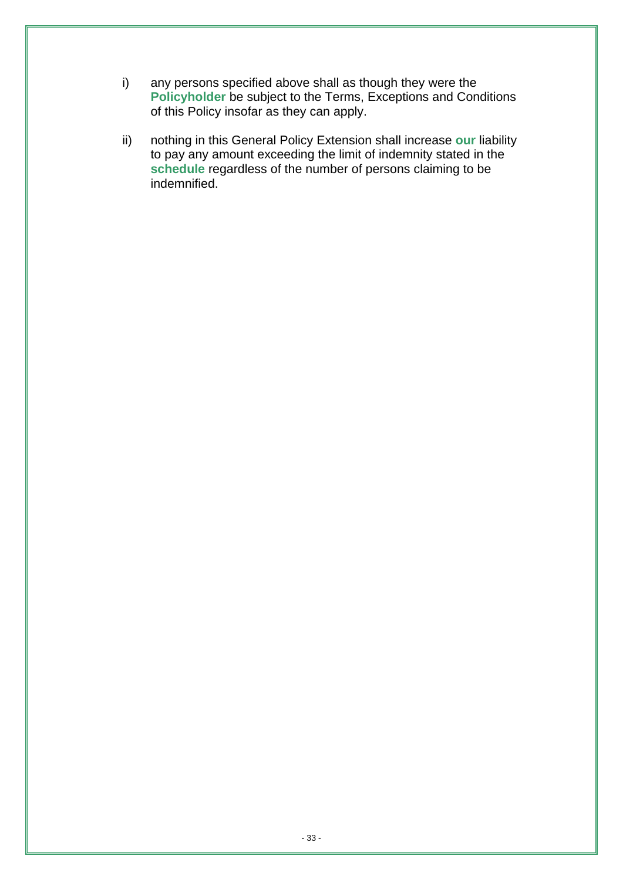i) any persons specified above shall as though they were the **Policyholder** be subject to the Terms, Exceptions and Conditions of this Policy insofar as they can apply.

ii) nothing in this General Policy Extension shall increase **our** liability to pay any amount exceeding the limit of indemnity stated in the **schedule** regardless of the number of persons claiming to be indemnified.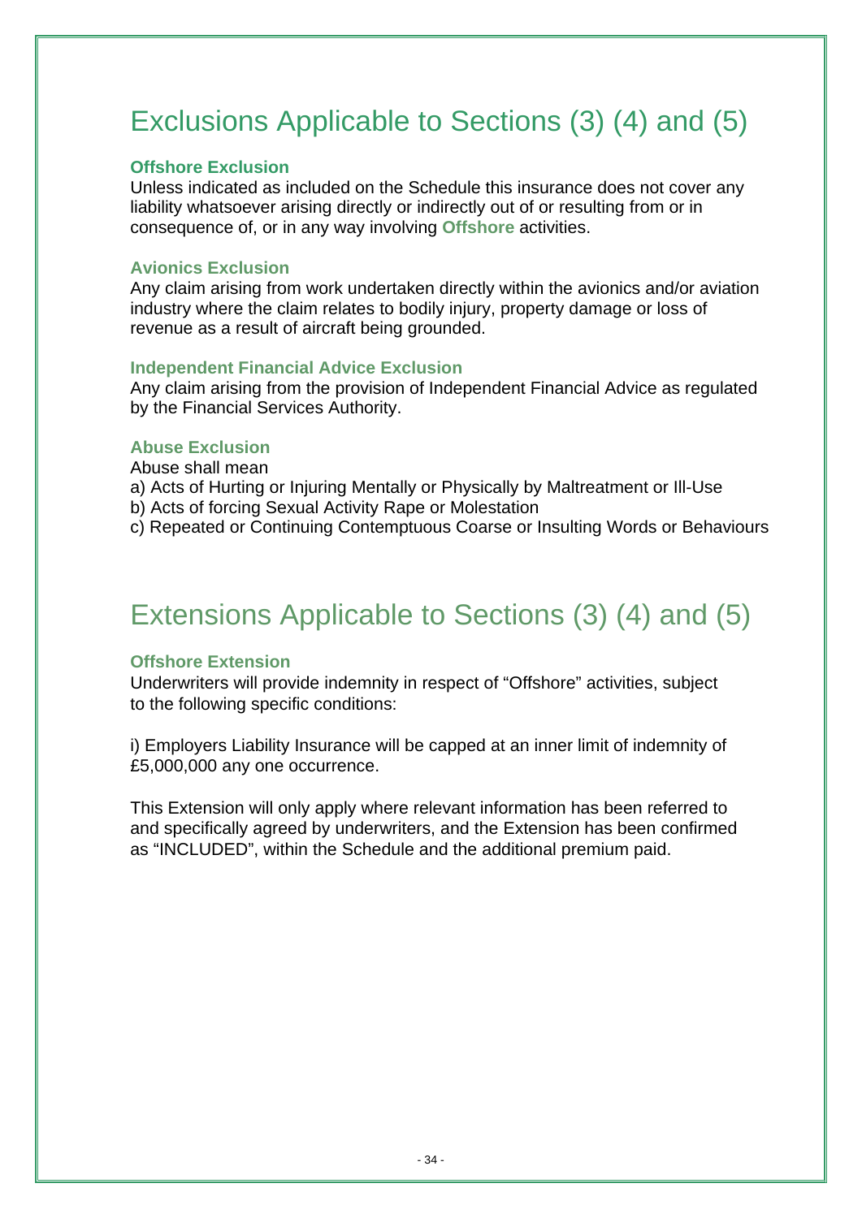# Exclusions Applicable to Sections (3) (4) and (5)

### Offshore Exclusion

Unless indicated as included on the Schedule this insurance does not cover any liability whatsoever arising directly or indirectly out of or resulting from or in consequence of, or in any way involving **Offshore** activities.

### Avionics Exclusion

Any claim arising from work undertaken directly within the avionics and/or aviation industry where the claim relates to bodily injury, property damage or loss of revenue as a result of aircraft being grounded.

### Independent Financial Advice Exclusion

Any claim arising from the provision of Independent Financial Advice as regulated by the Financial Services Authority.

### Abuse Exclusion

Abuse shall mean

a) Acts of Hurting or Injuring Mentally or Physically by Maltreatment or Ill-Use
b) Acts of forcing Sexual Activity Rape or Molestation
c) Repeated or Continuing Contemptuous Coarse or Insulting Words or Behaviours

# Extensions Applicable to Sections (3) (4) and (5)

### Offshore Extension

Underwriters will provide indemnity in respect of “Offshore” activities, subject to the following specific conditions:

i) Employers Liability Insurance will be capped at an inner limit of indemnity of £5,000,000 any one occurrence.

This Extension will only apply where relevant information has been referred to and specifically agreed by underwriters, and the Extension has been confirmed as “INCLUDED”, within the Schedule and the additional premium paid.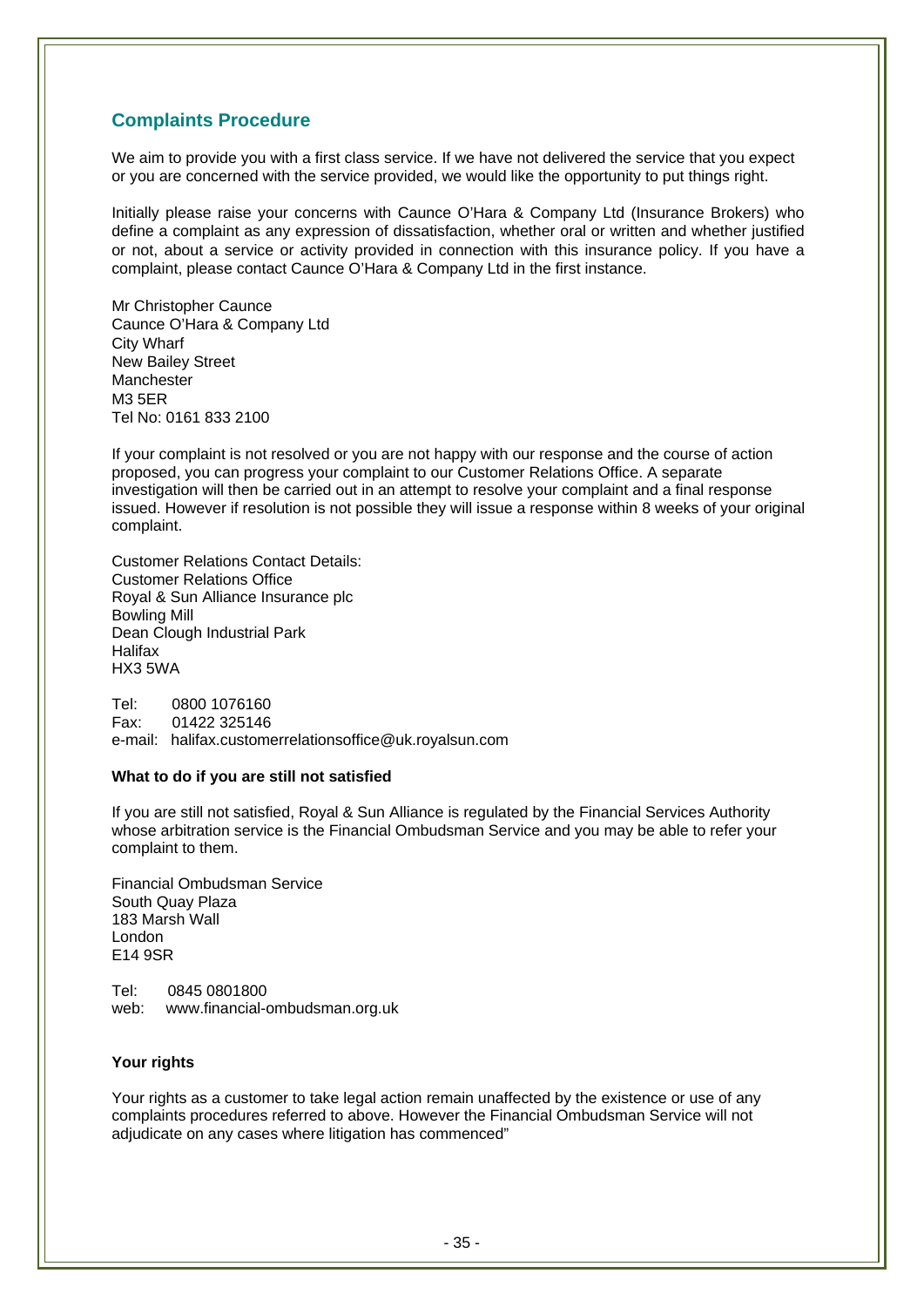## Complaints Procedure

We aim to provide you with a first class service. If we have not delivered the service that you expect or you are concerned with the service provided, we would like the opportunity to put things right.

Initially please raise your concerns with Caunce O'Hara & Company Ltd (Insurance Brokers) who define a complaint as any expression of dissatisfaction, whether oral or written and whether justified or not, about a service or activity provided in connection with this insurance policy. If you have a complaint, please contact Caunce O'Hara & Company Ltd in the first instance.

Mr Christopher Caunce
Caunce O'Hara & Company Ltd
City Wharf
New Bailey Street
Manchester
M3 5ER
Tel No: 0161 833 2100

If your complaint is not resolved or you are not happy with our response and the course of action proposed, you can progress your complaint to our Customer Relations Office. A separate investigation will then be carried out in an attempt to resolve your complaint and a final response issued. However if resolution is not possible they will issue a response within 8 weeks of your original complaint.

Customer Relations Contact Details:
Customer Relations Office
Royal & Sun Alliance Insurance plc
Bowling Mill
Dean Clough Industrial Park
Halifax
HX3 5WA

Tel: 0800 1076160
Fax: 01422 325146
e-mail: halifax.customerrelationsoffice@uk.royalsun.com

**What to do if you are still not satisfied**

If you are still not satisfied, Royal & Sun Alliance is regulated by the Financial Services Authority whose arbitration service is the Financial Ombudsman Service and you may be able to refer your complaint to them.

Financial Ombudsman Service
South Quay Plaza
183 Marsh Wall
London
E14 9SR

Tel: 0845 0801800
web: www.financial-ombudsman.org.uk

**Your rights**

Your rights as a customer to take legal action remain unaffected by the existence or use of any complaints procedures referred to above. However the Financial Ombudsman Service will not adjudicate on any cases where litigation has commenced"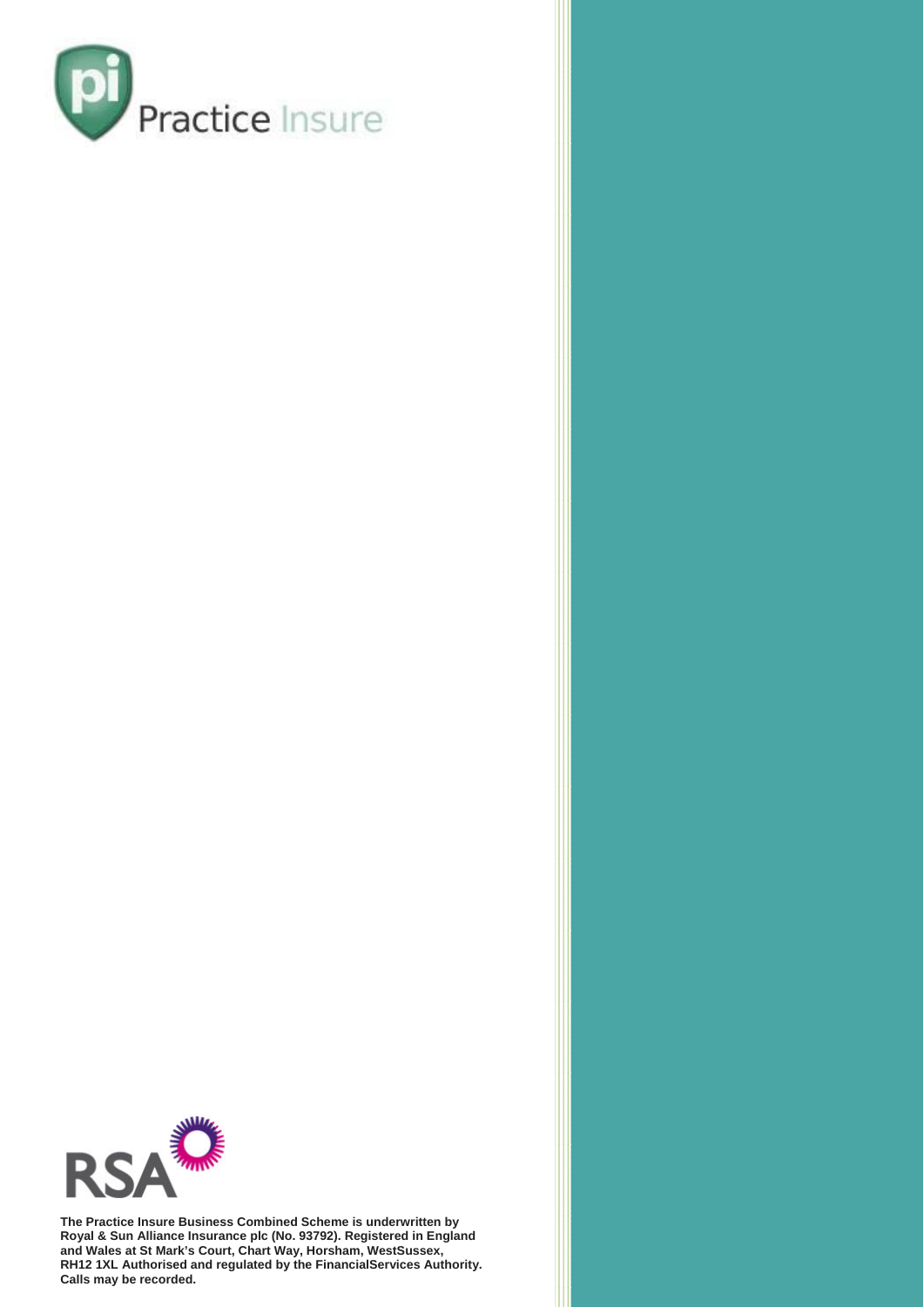Practice Insure

RSA

**The Practice Insure Business Combined Scheme is underwritten by Royal & Sun Alliance Insurance plc (No. 93792). Registered in England and Wales at St Mark's Court, Chart Way, Horsham, WestSussex, RH12 1XL Authorised and regulated by the FinancialServices Authority. Calls may be recorded.**